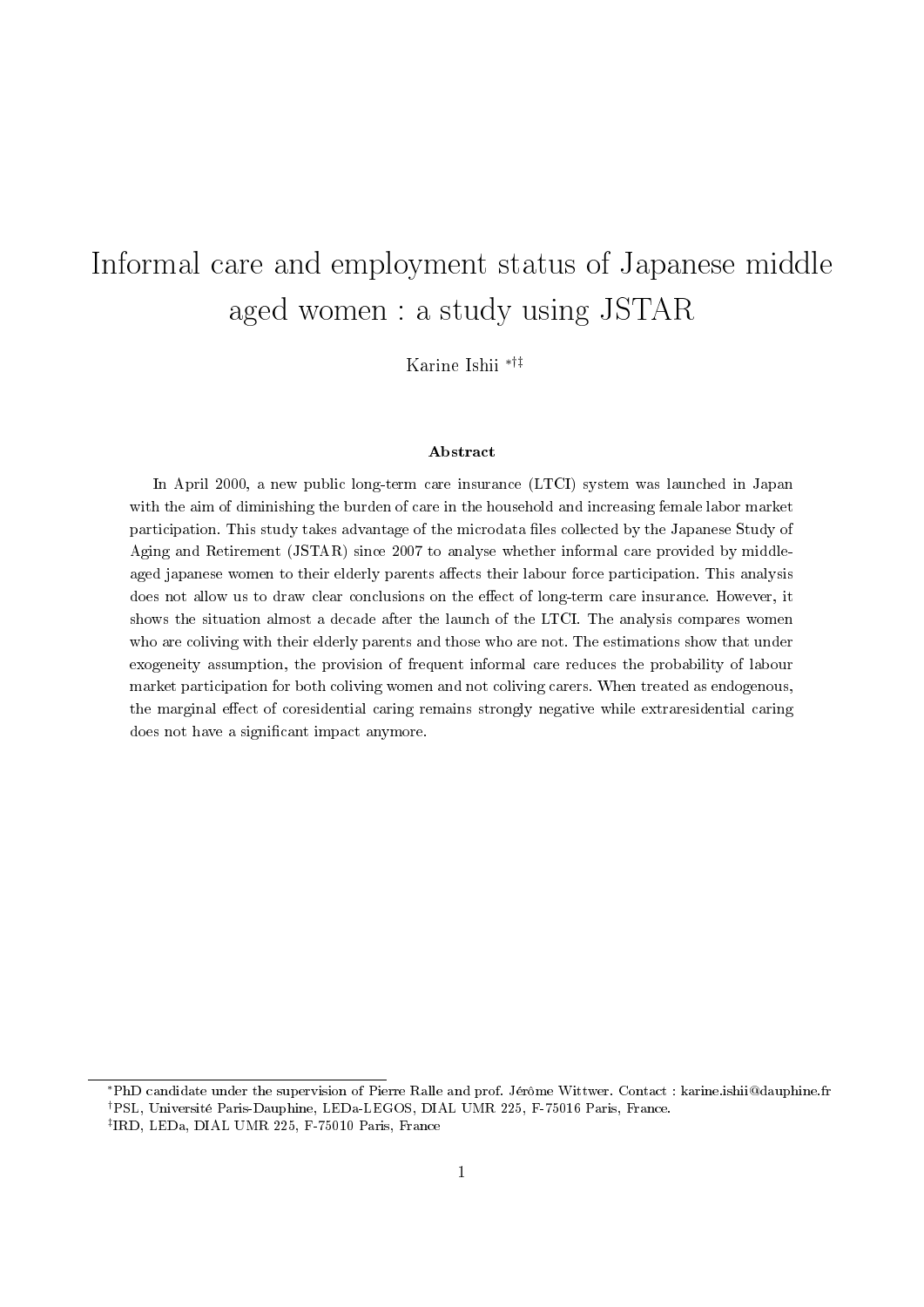# Informal care and employment status of Japanese middle aged women : a study using JSTAR

Karine Ishii [*,†,‡]

**Abstract**

In April 2000, a new public long-term care insurance (LTCI) system was launched in Japan with the aim of diminishing the burden of care in the household and increasing female labor market participation. This study takes advantage of the microdata files collected by the Japanese Study of Aging and Retirement (JSTAR) since 2007 to analyse whether informal care provided by middle-aged japanese women to their elderly parents affects their labour force participation. This analysis does not allow us to draw clear conclusions on the effect of long-term care insurance. However, it shows the situation almost a decade after the launch of the LTCI. The analysis compares women who are coliving with their elderly parents and those who are not. The estimations show that under exogeneity assumption, the provision of frequent informal care reduces the probability of labour market participation for both coliving women and not coliving carers. When treated as endogenous, the marginal effect of coresidential caring remains strongly negative while extraresidential caring does not have a significant impact anymore.

[*] PhD candidate under the supervision of Pierre Ralle and prof. Jérôme Wittwer. Contact : karine.ishii@dauphine.fr

[†] PSL, Université Paris-Dauphine, LEDa-LEGOS, DIAL UMR 225, F-75016 Paris, France.

[‡] IRD, LEDa, DIAL UMR 225, F-75010 Paris, France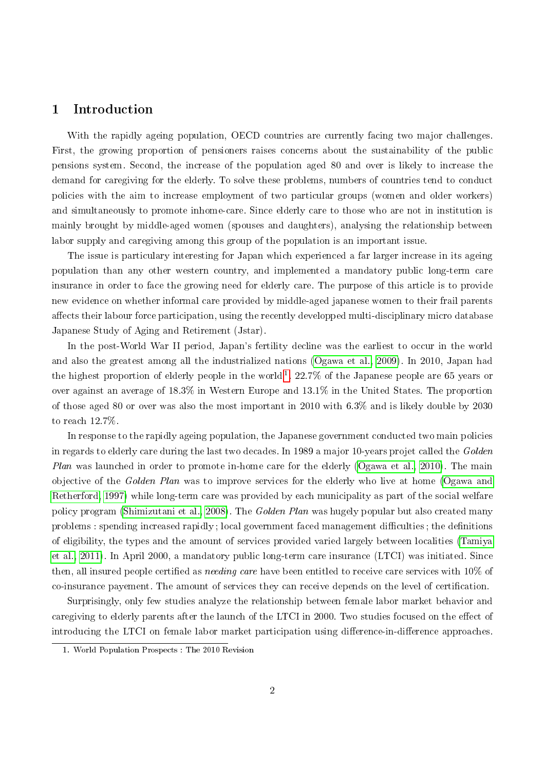# 1 Introduction

With the rapidly ageing population, OECD countries are currently facing two major challenges. First, the growing proportion of pensioners raises concerns about the sustainability of the public pensions system. Second, the increase of the population aged 80 and over is likely to increase the demand for caregiving for the elderly. To solve these problems, numbers of countries tend to conduct policies with the aim to increase employment of two particular groups (women and older workers) and simultaneously to promote inhome-care. Since elderly care to those who are not in institution is mainly brought by middle-aged women (spouses and daughters), analysing the relationship between labor supply and caregiving among this group of the population is an important issue.

The issue is particulary interesting for Japan which experienced a far larger increase in its ageing population than any other western country, and implemented a mandatory public long-term care insurance in order to face the growing need for elderly care. The purpose of this article is to provide new evidence on whether informal care provided by middle-aged japanese women to their frail parents affects their labour force participation, using the recently developped multi-disciplinary micro database Japanese Study of Aging and Retirement (Jstar).

In the post-World War II period, Japan's fertility decline was the earliest to occur in the world and also the greatest among all the industrialized nations (Ogawa et al., 2009). In 2010, Japan had the highest proportion of elderly people in the world[1]. 22.7% of the Japanese people are 65 years or over against an average of 18.3% in Western Europe and 13.1% in the United States. The proportion of those aged 80 or over was also the most important in 2010 with 6.3% and is likely double by 2030 to reach 12.7%.

In response to the rapidly ageing population, the Japanese government conducted two main policies in regards to elderly care during the last two decades. In 1989 a major 10-years projet called the *Golden Plan* was launched in order to promote in-home care for the elderly (Ogawa et al., 2010). The main objective of the *Golden Plan* was to improve services for the elderly who live at home (Ogawa and Retherford, 1997) while long-term care was provided by each municipality as part of the social welfare policy program (Shimizutani et al., 2008). The *Golden Plan* was hugely popular but also created many problems : spending increased rapidly ; local government faced management difficulties ; the definitions of eligibility, the types and the amount of services provided varied largely between localities (Tamiya et al., 2011). In April 2000, a mandatory public long-term care insurance (LTCI) was initiated. Since then, all insured people certified as *needing care* have been entitled to receive care services with 10% of co-insurance payement. The amount of services they can receive depends on the level of certification.

Surprisingly, only few studies analyze the relationship between female labor market behavior and caregiving to elderly parents after the launch of the LTCI in 2000. Two studies focused on the effect of introducing the LTCI on female labor market participation using difference-in-difference approaches.

1. World Population Prospects : The 2010 Revision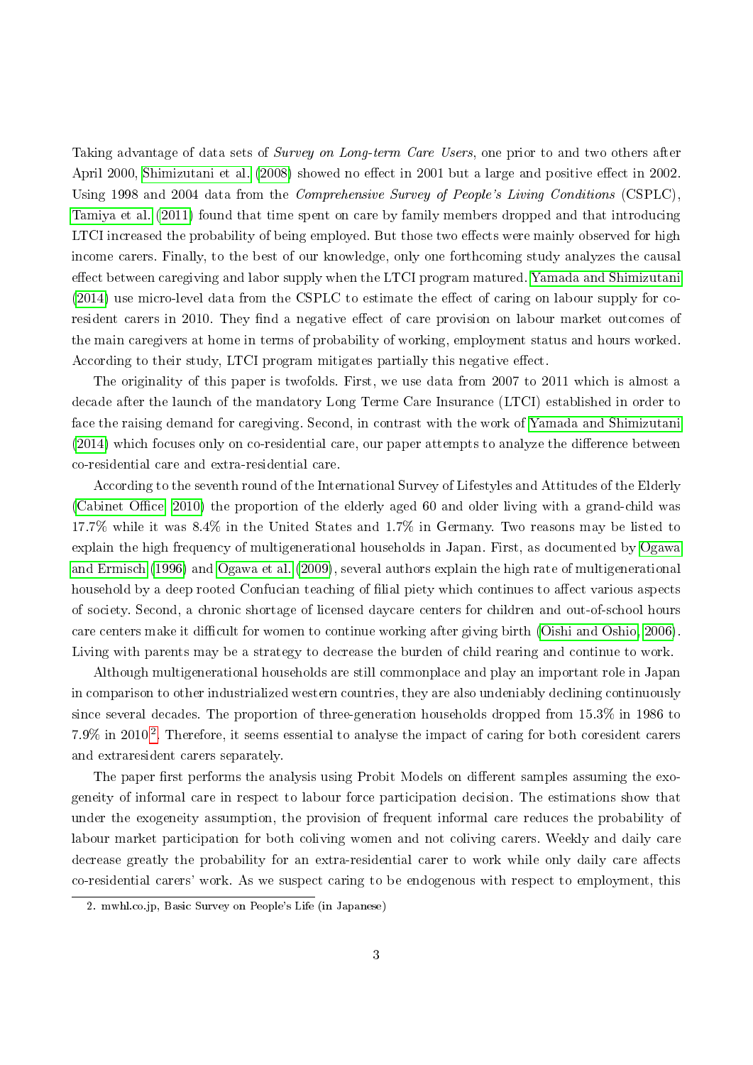Taking advantage of data sets of *Survey on Long-term Care Users*, one prior to and two others after April 2000, Shimizutani et al. (2008) showed no effect in 2001 but a large and positive effect in 2002. Using 1998 and 2004 data from the *Comprehensive Survey of People's Living Conditions* (CSPLC), Tamiya et al. (2011) found that time spent on care by family members dropped and that introducing LTCI increased the probability of being employed. But those two effects were mainly observed for high income carers. Finally, to the best of our knowledge, only one forthcoming study analyzes the causal effect between caregiving and labor supply when the LTCI program matured. Yamada and Shimizutani (2014) use micro-level data from the CSPLC to estimate the effect of caring on labour supply for co-resident carers in 2010. They find a negative effect of care provision on labour market outcomes of the main caregivers at home in terms of probability of working, employment status and hours worked. According to their study, LTCI program mitigates partially this negative effect.

The originality of this paper is twofolds. First, we use data from 2007 to 2011 which is almost a decade after the launch of the mandatory Long Terme Care Insurance (LTCI) established in order to face the raising demand for caregiving. Second, in contrast with the work of Yamada and Shimizutani (2014) which focuses only on co-residential care, our paper attempts to analyze the difference between co-residential care and extra-residential care.

According to the seventh round of the International Survey of Lifestyles and Attitudes of the Elderly (Cabinet Office, 2010) the proportion of the elderly aged 60 and older living with a grand-child was 17.7% while it was 8.4% in the United States and 1.7% in Germany. Two reasons may be listed to explain the high frequency of multigenerational households in Japan. First, as documented by Ogawa and Ermisch (1996) and Ogawa et al. (2009), several authors explain the high rate of multigenerational household by a deep rooted Confucian teaching of filial piety which continues to affect various aspects of society. Second, a chronic shortage of licensed daycare centers for children and out-of-school hours care centers make it difficult for women to continue working after giving birth (Oishi and Oshio, 2006). Living with parents may be a strategy to decrease the burden of child rearing and continue to work.

Although multigenerational households are still commonplace and play an important role in Japan in comparison to other industrialized western countries, they are also undeniably declining continuously since several decades. The proportion of three-generation households dropped from 15.3% in 1986 to 7.9% in 2010[2]. Therefore, it seems essential to analyse the impact of caring for both coresident carers and extraresident carers separately.

The paper first performs the analysis using Probit Models on different samples assuming the exogeneity of informal care in respect to labour force participation decision. The estimations show that under the exogeneity assumption, the provision of frequent informal care reduces the probability of labour market participation for both coliving women and not coliving carers. Weekly and daily care decrease greatly the probability for an extra-residential carer to work while only daily care affects co-residential carers' work. As we suspect caring to be endogenous with respect to employment, this

2. mwhl.co.jp, Basic Survey on People's Life (in Japanese)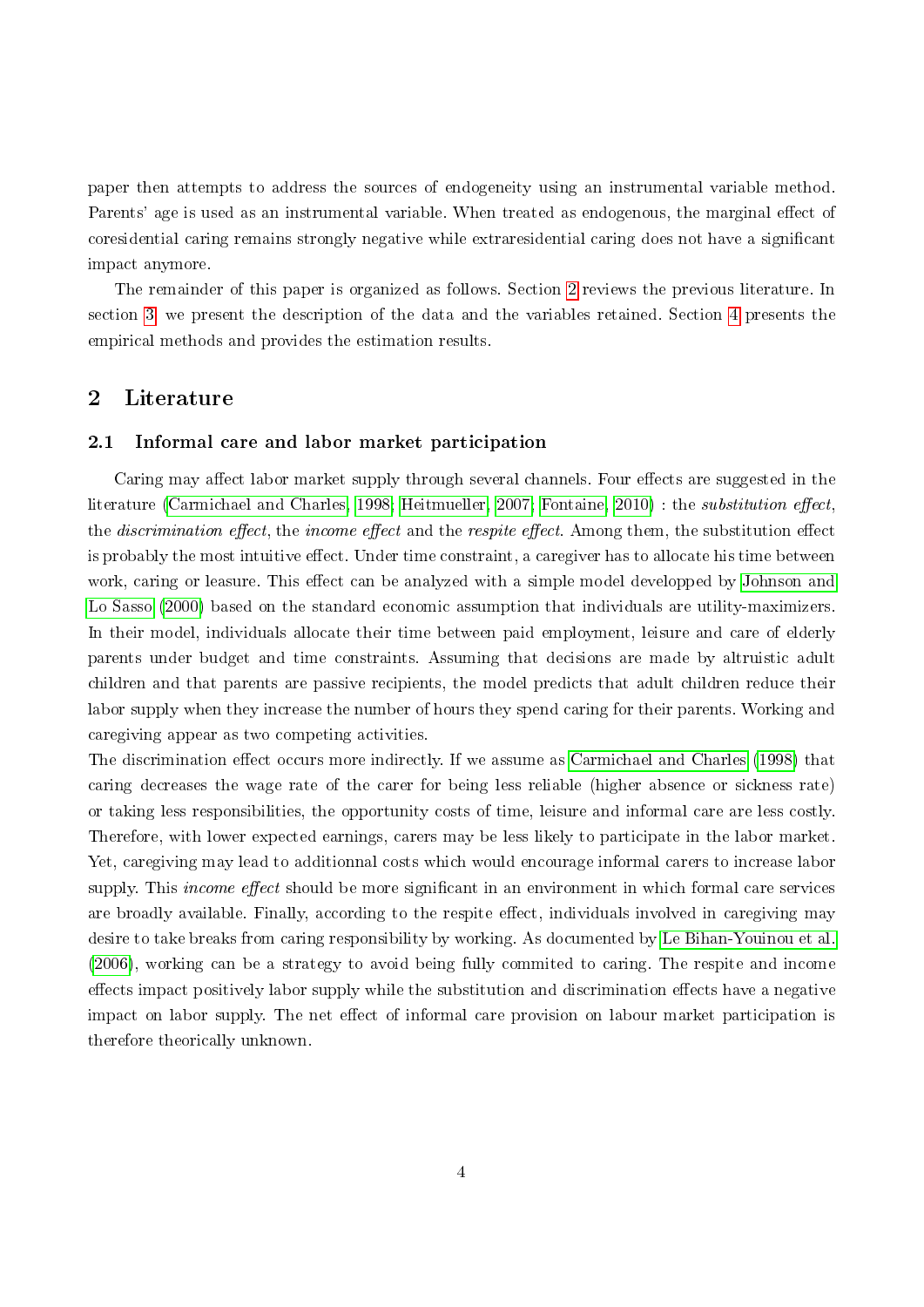paper then attempts to address the sources of endogeneity using an instrumental variable method. Parents' age is used as an instrumental variable. When treated as endogenous, the marginal effect of coresidential caring remains strongly negative while extraresidential caring does not have a significant impact anymore.

The remainder of this paper is organized as follows. Section 2 reviews the previous literature. In section 3, we present the description of the data and the variables retained. Section 4 presents the empirical methods and provides the estimation results.

## 2 Literature

### 2.1 Informal care and labor market participation

Caring may affect labor market supply through several channels. Four effects are suggested in the literature (Carmichael and Charles, 1998; Heitmueller, 2007; Fontaine, 2010) : the *substitution effect*, the *discrimination effect*, the *income effect* and the *respite effect*. Among them, the substitution effect is probably the most intuitive effect. Under time constraint, a caregiver has to allocate his time between work, caring or leasure. This effect can be analyzed with a simple model developped by Johnson and Lo Sasso (2000) based on the standard economic assumption that individuals are utility-maximizers. In their model, individuals allocate their time between paid employment, leisure and care of elderly parents under budget and time constraints. Assuming that decisions are made by altruistic adult children and that parents are passive recipients, the model predicts that adult children reduce their labor supply when they increase the number of hours they spend caring for their parents. Working and caregiving appear as two competing activities.
The discrimination effect occurs more indirectly. If we assume as Carmichael and Charles (1998) that caring decreases the wage rate of the carer for being less reliable (higher absence or sickness rate) or taking less responsibilities, the opportunity costs of time, leisure and informal care are less costly. Therefore, with lower expected earnings, carers may be less likely to participate in the labor market. Yet, caregiving may lead to additionnal costs which would encourage informal carers to increase labor supply. This *income effect* should be more significant in an environment in which formal care services are broadly available. Finally, according to the respite effect, individuals involved in caregiving may desire to take breaks from caring responsibility by working. As documented by Le Bihan-Youinou et al. (2006), working can be a strategy to avoid being fully commited to caring. The respite and income effects impact positively labor supply while the substitution and discrimination effects have a negative impact on labor supply. The net effect of informal care provision on labour market participation is therefore theorically unknown.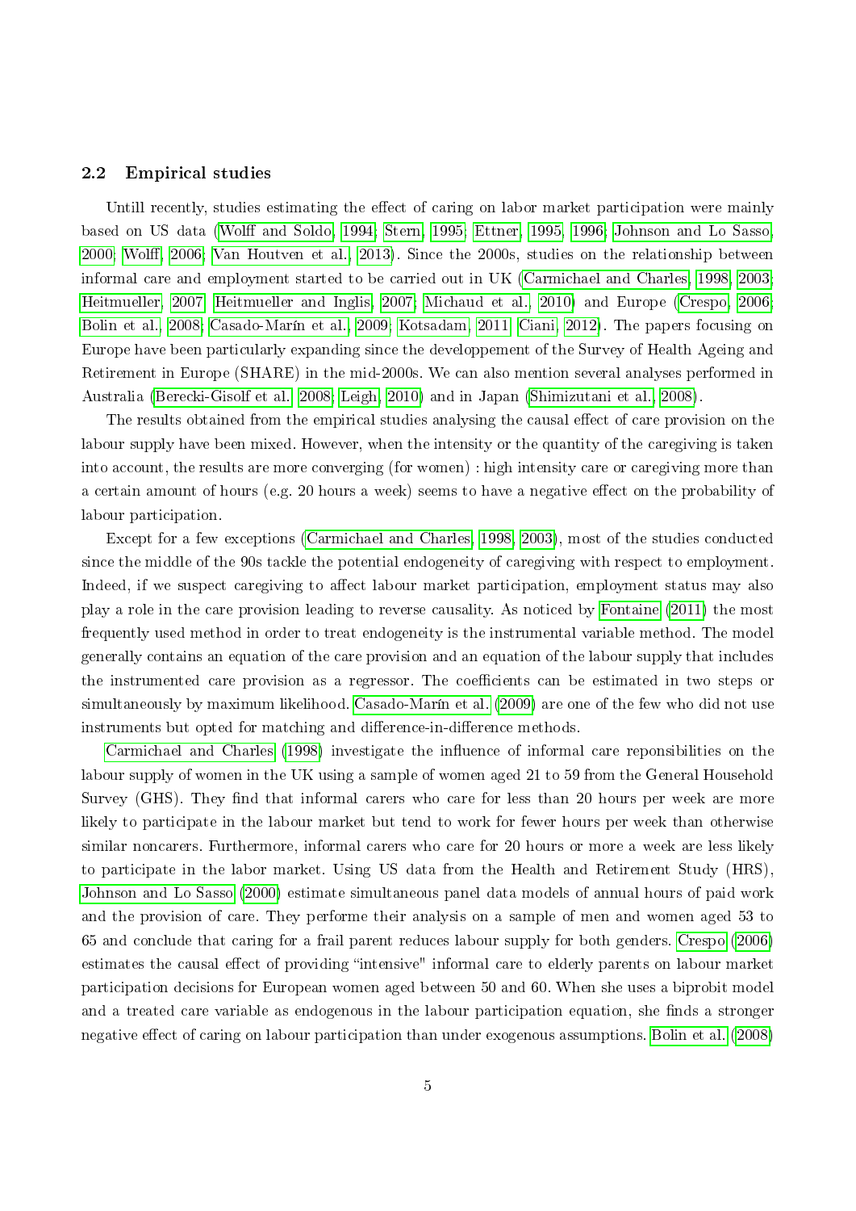### 2.2 Empirical studies

Untill recently, studies estimating the effect of caring on labor market participation were mainly based on US data (Wolff and Soldo, 1994; Stern, 1995; Ettner, 1995, 1996; Johnson and Lo Sasso, 2000; Wolff, 2006; Van Houtven et al., 2013). Since the 2000s, studies on the relationship between informal care and employment started to be carried out in UK (Carmichael and Charles, 1998, 2003; Heitmueller, 2007; Heitmueller and Inglis, 2007; Michaud et al., 2010) and Europe (Crespo, 2006; Bolin et al., 2008; Casado-Marín et al., 2009; Kotsadam, 2011; Ciani, 2012). The papers focusing on Europe have been particularly expanding since the developpement of the Survey of Health Ageing and Retirement in Europe (SHARE) in the mid-2000s. We can also mention several analyses performed in Australia (Berecki-Gisolf et al., 2008; Leigh, 2010) and in Japan (Shimizutani et al., 2008).

The results obtained from the empirical studies analysing the causal effect of care provision on the labour supply have been mixed. However, when the intensity or the quantity of the caregiving is taken into account, the results are more converging (for women) : high intensity care or caregiving more than a certain amount of hours (e.g. 20 hours a week) seems to have a negative effect on the probability of labour participation.

Except for a few exceptions (Carmichael and Charles, 1998, 2003), most of the studies conducted since the middle of the 90s tackle the potential endogeneity of caregiving with respect to employment. Indeed, if we suspect caregiving to affect labour market participation, employment status may also play a role in the care provision leading to reverse causality. As noticed by Fontaine (2011) the most frequently used method in order to treat endogeneity is the instrumental variable method. The model generally contains an equation of the care provision and an equation of the labour supply that includes the instrumented care provision as a regressor. The coefficients can be estimated in two steps or simultaneously by maximum likelihood. Casado-Marín et al. (2009) are one of the few who did not use instruments but opted for matching and difference-in-difference methods.

Carmichael and Charles (1998) investigate the influence of informal care reponsibilities on the labour supply of women in the UK using a sample of women aged 21 to 59 from the General Household Survey (GHS). They find that informal carers who care for less than 20 hours per week are more likely to participate in the labour market but tend to work for fewer hours per week than otherwise similar noncarers. Furthermore, informal carers who care for 20 hours or more a week are less likely to participate in the labor market. Using US data from the Health and Retirement Study (HRS), Johnson and Lo Sasso (2000) estimate simultaneous panel data models of annual hours of paid work and the provision of care. They performe their analysis on a sample of men and women aged 53 to 65 and conclude that caring for a frail parent reduces labour supply for both genders. Crespo (2006) estimates the causal effect of providing "intensive" informal care to elderly parents on labour market participation decisions for European women aged between 50 and 60. When she uses a biprobit model and a treated care variable as endogenous in the labour participation equation, she finds a stronger negative effect of caring on labour participation than under exogenous assumptions. Bolin et al. (2008)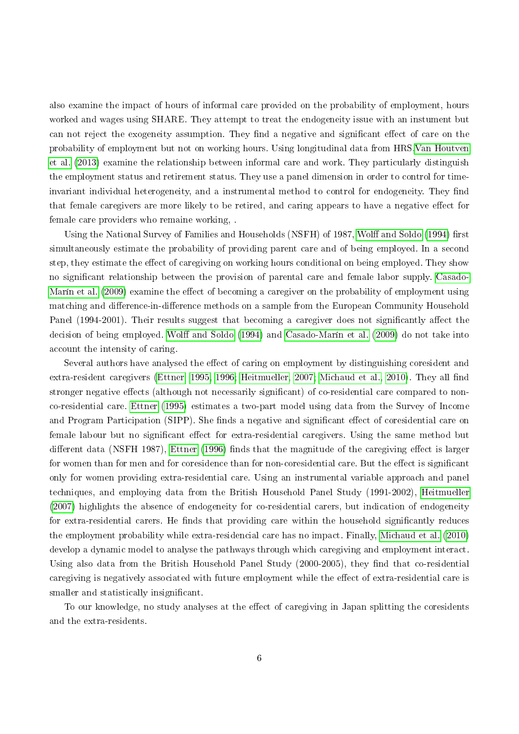also examine the impact of hours of informal care provided on the probability of employment, hours worked and wages using SHARE. They attempt to treat the endogeneity issue with an instument but can not reject the exogeneity assumption. They find a negative and significant effect of care on the probability of employment but not on working hours. Using longitudinal data from HRS Van Houtven et al. (2013) examine the relationship between informal care and work. They particularly distinguish the employment status and retirement status. They use a panel dimension in order to control for time-invariant individual heterogeneity, and a instrumental method to control for endogeneity. They find that female caregivers are more likely to be retired, and caring appears to have a negative effect for female care providers who remaine working, .

Using the National Survey of Families and Households (NSFH) of 1987, Wolff and Soldo (1994) first simultaneously estimate the probability of providing parent care and of being employed. In a second step, they estimate the effect of caregiving on working hours conditional on being employed. They show no significant relationship between the provision of parental care and female labor supply. Casado-Marín et al. (2009) examine the effect of becoming a caregiver on the probability of employment using matching and difference-in-difference methods on a sample from the European Community Household Panel (1994-2001). Their results suggest that becoming a caregiver does not significantly affect the decision of being employed. Wolff and Soldo (1994) and Casado-Marín et al. (2009) do not take into account the intensity of caring.

Several authors have analysed the effect of caring on employment by distinguishing coresident and extra-resident caregivers (Ettner, 1995, 1996; Heitmueller, 2007; Michaud et al., 2010). They all find stronger negative effects (although not necessarily significant) of co-residential care compared to non-co-residential care. Ettner (1995) estimates a two-part model using data from the Survey of Income and Program Participation (SIPP). She finds a negative and significant effect of coresidential care on female labour but no significant effect for extra-residential caregivers. Using the same method but different data (NSFH 1987), Ettner (1996) finds that the magnitude of the caregiving effect is larger for women than for men and for coresidence than for non-coresidential care. But the effect is significant only for women providing extra-residential care. Using an instrumental variable approach and panel techniques, and employing data from the British Household Panel Study (1991-2002), Heitmueller (2007) highlights the absence of endogeneity for co-residential carers, but indication of endogeneity for extra-residential carers. He finds that providing care within the household significantly reduces the employment probability while extra-residencial care has no impact. Finally, Michaud et al. (2010) develop a dynamic model to analyse the pathways through which caregiving and employment interact. Using also data from the British Household Panel Study (2000-2005), they find that co-residential caregiving is negatively associated with future employment while the effect of extra-residential care is smaller and statistically insignificant.

To our knowledge, no study analyses at the effect of caregiving in Japan splitting the coresidents and the extra-residents.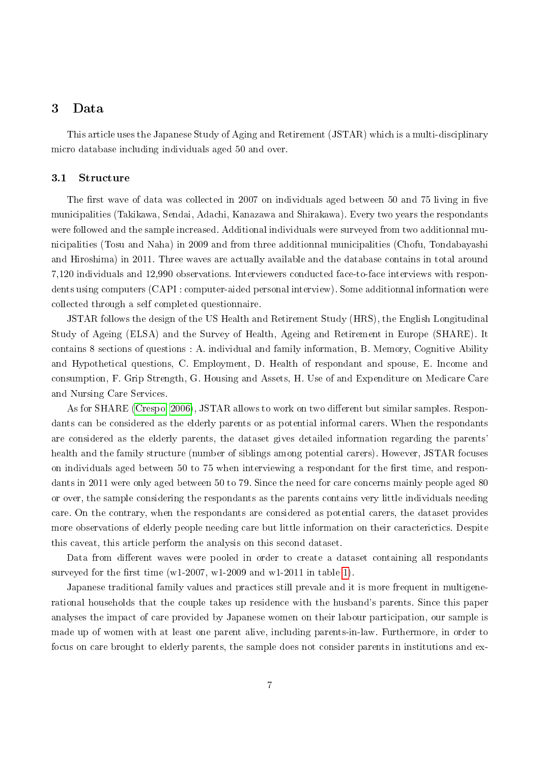# 3 Data

This article uses the Japanese Study of Aging and Retirement (JSTAR) which is a multi-disciplinary micro database including individuals aged 50 and over.

## 3.1 Structure

The first wave of data was collected in 2007 on individuals aged between 50 and 75 living in five municipalities (Takikawa, Sendai, Adachi, Kanazawa and Shirakawa). Every two years the respondants were followed and the sample increased. Additional individuals were surveyed from two additionnal municipalities (Tosu and Naha) in 2009 and from three additionnal municipalities (Chofu, Tondabayashi and Hiroshima) in 2011. Three waves are actually available and the database contains in total around 7,120 individuals and 12,990 observations. Interviewers conducted face-to-face interviews with respondents using computers (CAPI : computer-aided personal interview). Some additionnal information were collected through a self completed questionnaire.

JSTAR follows the design of the US Health and Retirement Study (HRS), the English Longitudinal Study of Ageing (ELSA) and the Survey of Health, Ageing and Retirement in Europe (SHARE). It contains 8 sections of questions : A. individual and family information, B. Memory, Cognitive Ability and Hypothetical questions, C. Employment, D. Health of respondant and spouse, E. Income and consumption, F. Grip Strength, G. Housing and Assets, H. Use of and Expenditure on Medicare Care and Nursing Care Services.

As for SHARE (Crespo 2006), JSTAR allows to work on two different but similar samples. Respondants can be considered as the elderly parents or as potential informal carers. When the respondants are considered as the elderly parents, the dataset gives detailed information regarding the parents' health and the family structure (number of siblings among potential carers). However, JSTAR focuses on individuals aged between 50 to 75 when interviewing a respondant for the first time, and respondants in 2011 were only aged between 50 to 79. Since the need for care concerns mainly people aged 80 or over, the sample considering the respondants as the parents contains very little individuals needing care. On the contrary, when the respondants are considered as potential carers, the dataset provides more observations of elderly people needing care but little information on their caracterictics. Despite this caveat, this article perform the analysis on this second dataset.

Data from different waves were pooled in order to create a dataset containing all respondants surveyed for the first time (w1-2007, w1-2009 and w1-2011 in table 1).

Japanese traditional family values and practices still prevale and it is more frequent in multigenerational households that the couple takes up residence with the husband's parents. Since this paper analyses the impact of care provided by Japanese women on their labour participation, our sample is made up of women with at least one parent alive, including parents-in-law. Furthermore, in order to focus on care brought to elderly parents, the sample does not consider parents in institutions and ex-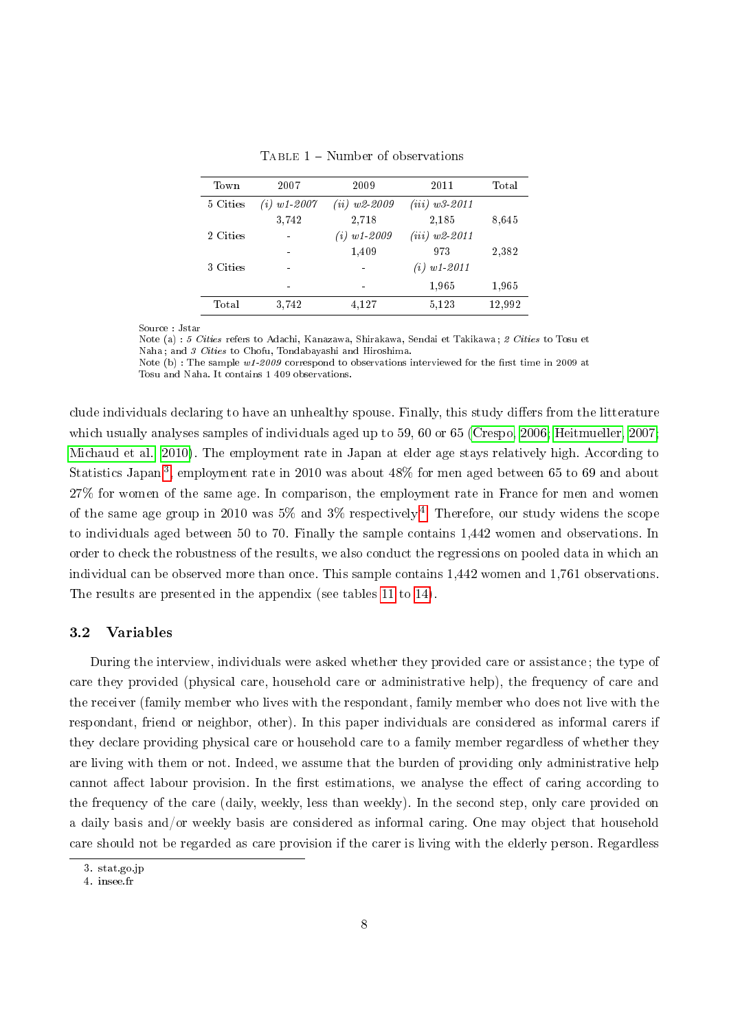Table 1 – Number of observations

| Town | 2007 | 2009 | 2011 | Total |
|---|---|---|---|---|
| 5 Cities | *(i) w1-2007* | *(ii) w2-2009* | *(iii) w3-2011* | |
| | 3,742 | 2,718 | 2,185 | 8,645 |
| 2 Cities | - | *(i) w1-2009* | *(iii) w2-2011* | |
| | - | 1,409 | 973 | 2,382 |
| 3 Cities | - | - | *(i) w1-2011* | |
| | - | - | 1,965 | 1,965 |
| Total | 3,742 | 4,127 | 5,123 | 12,992 |

Source : Jstar
Note (a) : *5 Cities* refers to Adachi, Kanazawa, Shirakawa, Sendai et Takikawa ; *2 Cities* to Tosu et Naha ; and *3 Cities* to Chofu, Tondabayashi and Hiroshima.
Note (b) : The sample *w1-2009* correspond to observations interviewed for the first time in 2009 at Tosu and Naha. It contains 1 409 observations.

clude individuals declaring to have an unhealthy spouse. Finally, this study differs from the litterature which usually analyses samples of individuals aged up to 59, 60 or 65 (Crespo, 2006; Heitmueller, 2007; Michaud et al., 2010). The employment rate in Japan at elder age stays relatively high. According to Statistics Japan[3], employment rate in 2010 was about 48% for men aged between 65 to 69 and about 27% for women of the same age. In comparison, the employment rate in France for men and women of the same age group in 2010 was 5% and 3% respectively[4]. Therefore, our study widens the scope to individuals aged between 50 to 70. Finally the sample contains 1,442 women and observations. In order to check the robustness of the results, we also conduct the regressions on pooled data in which an individual can be observed more than once. This sample contains 1,442 women and 1,761 observations. The results are presented in the appendix (see tables 11 to 14).

### 3.2 Variables

During the interview, individuals were asked whether they provided care or assistance ; the type of care they provided (physical care, household care or administrative help), the frequency of care and the receiver (family member who lives with the respondant, family member who does not live with the respondant, friend or neighbor, other). In this paper individuals are considered as informal carers if they declare providing physical care or household care to a family member regardless of whether they are living with them or not. Indeed, we assume that the burden of providing only administrative help cannot affect labour provision. In the first estimations, we analyse the effect of caring according to the frequency of the care (daily, weekly, less than weekly). In the second step, only care provided on a daily basis and/or weekly basis are considered as informal caring. One may object that household care should not be regarded as care provision if the carer is living with the elderly person. Regardless

3. stat.go.jp
4. insee.fr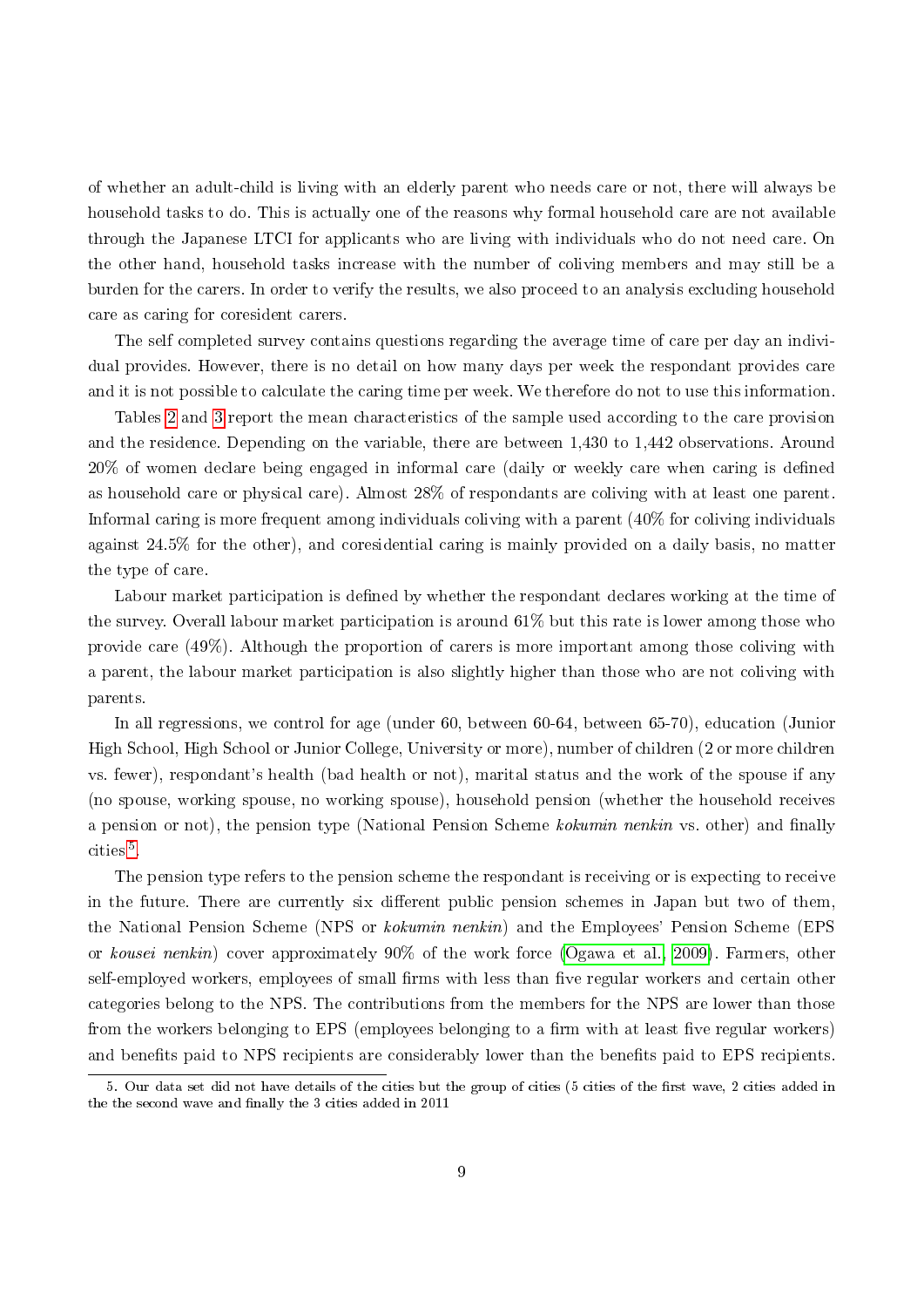of whether an adult-child is living with an elderly parent who needs care or not, there will always be household tasks to do. This is actually one of the reasons why formal household care are not available through the Japanese LTCI for applicants who are living with individuals who do not need care. On the other hand, household tasks increase with the number of coliving members and may still be a burden for the carers. In order to verify the results, we also proceed to an analysis excluding household care as caring for coresident carers.

The self completed survey contains questions regarding the average time of care per day an individual provides. However, there is no detail on how many days per week the respondant provides care and it is not possible to calculate the caring time per week. We therefore do not to use this information.

Tables 2 and 3 report the mean characteristics of the sample used according to the care provision and the residence. Depending on the variable, there are between 1,430 to 1,442 observations. Around 20% of women declare being engaged in informal care (daily or weekly care when caring is defined as household care or physical care). Almost 28% of respondants are coliving with at least one parent. Informal caring is more frequent among individuals coliving with a parent (40% for coliving individuals against 24.5% for the other), and coresidential caring is mainly provided on a daily basis, no matter the type of care.

Labour market participation is defined by whether the respondant declares working at the time of the survey. Overall labour market participation is around 61% but this rate is lower among those who provide care (49%). Although the proportion of carers is more important among those coliving with a parent, the labour market participation is also slightly higher than those who are not coliving with parents.

In all regressions, we control for age (under 60, between 60-64, between 65-70), education (Junior High School, High School or Junior College, University or more), number of children (2 or more children vs. fewer), respondant's health (bad health or not), marital status and the work of the spouse if any (no spouse, working spouse, no working spouse), household pension (whether the household receives a pension or not), the pension type (National Pension Scheme *kokumin nenkin* vs. other) and finally cities[5].

The pension type refers to the pension scheme the respondant is receiving or is expecting to receive in the future. There are currently six different public pension schemes in Japan but two of them, the National Pension Scheme (NPS or *kokumin nenkin*) and the Employees' Pension Scheme (EPS or *kousei nenkin*) cover approximately 90% of the work force (Ogawa et al., 2009). Farmers, other self-employed workers, employees of small firms with less than five regular workers and certain other categories belong to the NPS. The contributions from the members for the NPS are lower than those from the workers belonging to EPS (employees belonging to a firm with at least five regular workers) and benefits paid to NPS recipients are considerably lower than the benefits paid to EPS recipients.

5. Our data set did not have details of the cities but the group of cities (5 cities of the first wave, 2 cities added in the the second wave and finally the 3 cities added in 2011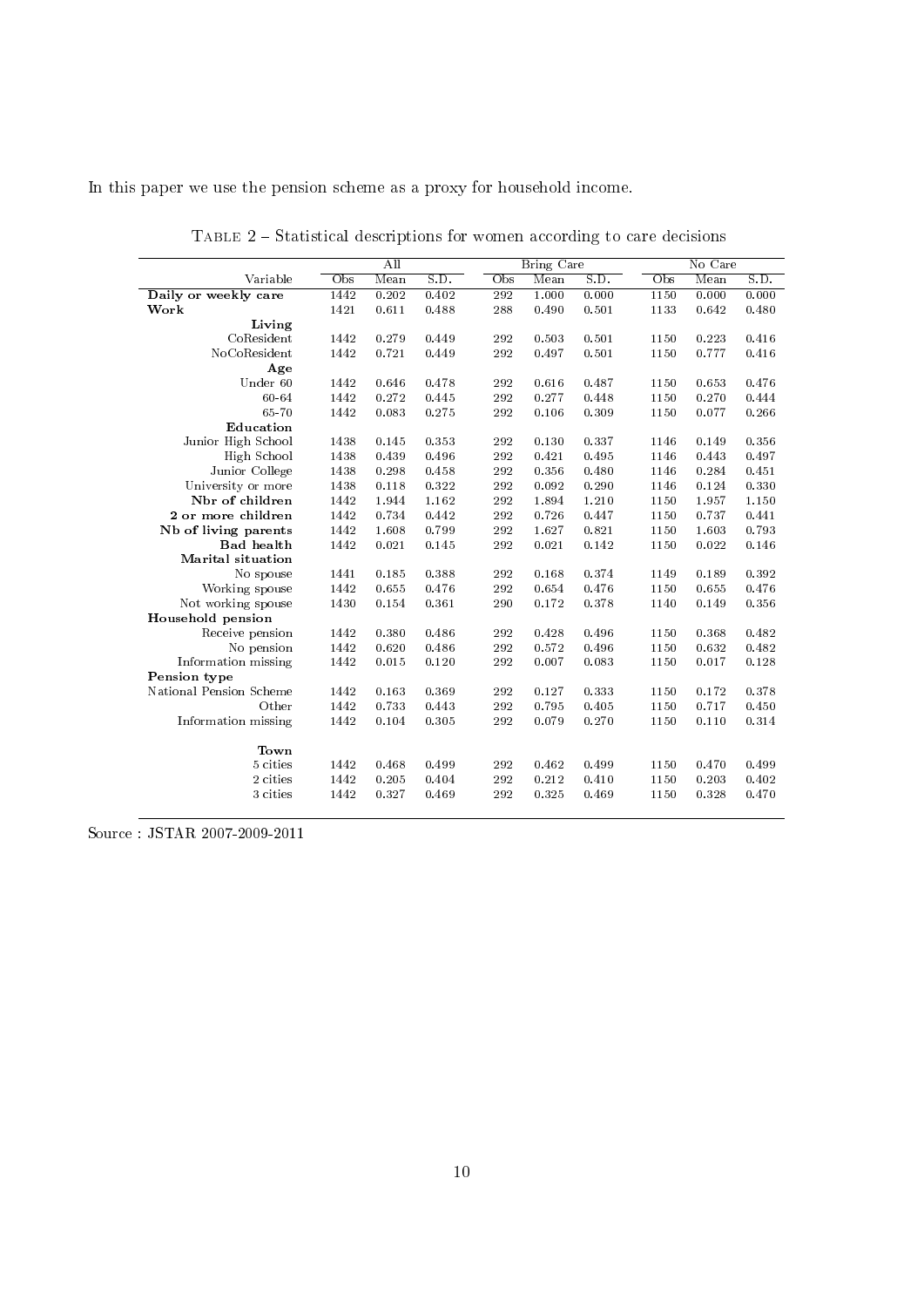In this paper we use the pension scheme as a proxy for household income.

Table 2 – Statistical descriptions for women according to care decisions

| Variable | All | | | Bring Care | | | No Care | | |
|---|---|---|---|---|---|---|---|---|---|
| | Obs | Mean | S.D. | Obs | Mean | S.D. | Obs | Mean | S.D. |
| **Daily or weekly care** | 1442 | 0.202 | 0.402 | 292 | 1.000 | 0.000 | 1150 | 0.000 | 0.000 |
| **Work** | 1421 | 0.611 | 0.488 | 288 | 0.490 | 0.501 | 1133 | 0.642 | 0.480 |
| **Living** | | | | | | | | | |
| CoResident | 1442 | 0.279 | 0.449 | 292 | 0.503 | 0.501 | 1150 | 0.223 | 0.416 |
| NoCoResident | 1442 | 0.721 | 0.449 | 292 | 0.497 | 0.501 | 1150 | 0.777 | 0.416 |
| **Age** | | | | | | | | | |
| Under 60 | 1442 | 0.646 | 0.478 | 292 | 0.616 | 0.487 | 1150 | 0.653 | 0.476 |
| 60-64 | 1442 | 0.272 | 0.445 | 292 | 0.277 | 0.448 | 1150 | 0.270 | 0.444 |
| 65-70 | 1442 | 0.083 | 0.275 | 292 | 0.106 | 0.309 | 1150 | 0.077 | 0.266 |
| **Education** | | | | | | | | | |
| Junior High School | 1438 | 0.145 | 0.353 | 292 | 0.130 | 0.337 | 1146 | 0.149 | 0.356 |
| High School | 1438 | 0.439 | 0.496 | 292 | 0.421 | 0.495 | 1146 | 0.443 | 0.497 |
| Junior College | 1438 | 0.298 | 0.458 | 292 | 0.356 | 0.480 | 1146 | 0.284 | 0.451 |
| University or more | 1438 | 0.118 | 0.322 | 292 | 0.092 | 0.290 | 1146 | 0.124 | 0.330 |
| **Nbr of children** | 1442 | 1.944 | 1.162 | 292 | 1.894 | 1.210 | 1150 | 1.957 | 1.150 |
| **2 or more children** | 1442 | 0.734 | 0.442 | 292 | 0.726 | 0.447 | 1150 | 0.737 | 0.441 |
| **Nb of living parents** | 1442 | 1.608 | 0.799 | 292 | 1.627 | 0.821 | 1150 | 1.603 | 0.793 |
| **Bad health** | 1442 | 0.021 | 0.145 | 292 | 0.021 | 0.142 | 1150 | 0.022 | 0.146 |
| **Marital situation** | | | | | | | | | |
| No spouse | 1441 | 0.185 | 0.388 | 292 | 0.168 | 0.374 | 1149 | 0.189 | 0.392 |
| Working spouse | 1442 | 0.655 | 0.476 | 292 | 0.654 | 0.476 | 1150 | 0.655 | 0.476 |
| Not working spouse | 1430 | 0.154 | 0.361 | 290 | 0.172 | 0.378 | 1140 | 0.149 | 0.356 |
| **Household pension** | | | | | | | | | |
| Receive pension | 1442 | 0.380 | 0.486 | 292 | 0.428 | 0.496 | 1150 | 0.368 | 0.482 |
| No pension | 1442 | 0.620 | 0.486 | 292 | 0.572 | 0.496 | 1150 | 0.632 | 0.482 |
| Information missing | 1442 | 0.015 | 0.120 | 292 | 0.007 | 0.083 | 1150 | 0.017 | 0.128 |
| **Pension type** | | | | | | | | | |
| National Pension Scheme | 1442 | 0.163 | 0.369 | 292 | 0.127 | 0.333 | 1150 | 0.172 | 0.378 |
| Other | 1442 | 0.733 | 0.443 | 292 | 0.795 | 0.405 | 1150 | 0.717 | 0.450 |
| Information missing | 1442 | 0.104 | 0.305 | 292 | 0.079 | 0.270 | 1150 | 0.110 | 0.314 |
| **Town** | | | | | | | | | |
| 5 cities | 1442 | 0.468 | 0.499 | 292 | 0.462 | 0.499 | 1150 | 0.470 | 0.499 |
| 2 cities | 1442 | 0.205 | 0.404 | 292 | 0.212 | 0.410 | 1150 | 0.203 | 0.402 |
| 3 cities | 1442 | 0.327 | 0.469 | 292 | 0.325 | 0.469 | 1150 | 0.328 | 0.470 |

Source : JSTAR 2007-2009-2011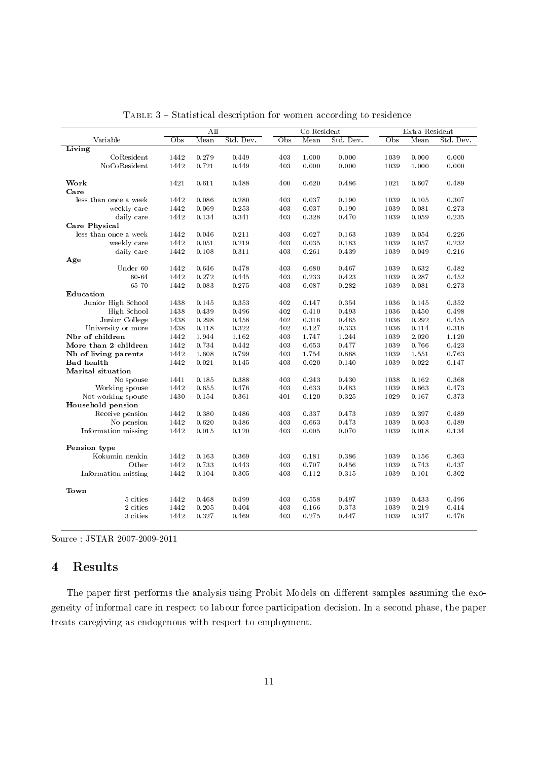Table 3 – Statistical description for women according to residence

| Variable | All | | | Co Resident | | | Extra Resident | | |
|---|---|---|---|---|---|---|---|---|---|
| | Obs | Mean | Std. Dev. | Obs | Mean | Std. Dev. | Obs | Mean | Std. Dev. |
| **Living** | | | | | | | | | |
| CoResident | 1442 | 0.279 | 0.449 | 403 | 1.000 | 0.000 | 1039 | 0.000 | 0.000 |
| NoCoResident | 1442 | 0.721 | 0.449 | 403 | 0.000 | 0.000 | 1039 | 1.000 | 0.000 |
| **Work** | 1421 | 0.611 | 0.488 | 400 | 0.620 | 0.486 | 1021 | 0.607 | 0.489 |
| **Care** | | | | | | | | | |
| less than once a week | 1442 | 0.086 | 0.280 | 403 | 0.037 | 0.190 | 1039 | 0.105 | 0.307 |
| weekly care | 1442 | 0.069 | 0.253 | 403 | 0.037 | 0.190 | 1039 | 0.081 | 0.273 |
| daily care | 1442 | 0.134 | 0.341 | 403 | 0.328 | 0.470 | 1039 | 0.059 | 0.235 |
| **Care Physical** | | | | | | | | | |
| less than once a week | 1442 | 0.046 | 0.211 | 403 | 0.027 | 0.163 | 1039 | 0.054 | 0.226 |
| weekly care | 1442 | 0.051 | 0.219 | 403 | 0.035 | 0.183 | 1039 | 0.057 | 0.232 |
| daily care | 1442 | 0.108 | 0.311 | 403 | 0.261 | 0.439 | 1039 | 0.049 | 0.216 |
| **Age** | | | | | | | | | |
| Under 60 | 1442 | 0.646 | 0.478 | 403 | 0.680 | 0.467 | 1039 | 0.632 | 0.482 |
| 60-64 | 1442 | 0.272 | 0.445 | 403 | 0.233 | 0.423 | 1039 | 0.287 | 0.452 |
| 65-70 | 1442 | 0.083 | 0.275 | 403 | 0.087 | 0.282 | 1039 | 0.081 | 0.273 |
| **Education** | | | | | | | | | |
| Junior High School | 1438 | 0.145 | 0.353 | 402 | 0.147 | 0.354 | 1036 | 0.145 | 0.352 |
| High School | 1438 | 0.439 | 0.496 | 402 | 0.410 | 0.493 | 1036 | 0.450 | 0.498 |
| Junior College | 1438 | 0.298 | 0.458 | 402 | 0.316 | 0.465 | 1036 | 0.292 | 0.455 |
| University or more | 1438 | 0.118 | 0.322 | 402 | 0.127 | 0.333 | 1036 | 0.114 | 0.318 |
| **Nbr of children** | 1442 | 1.944 | 1.162 | 403 | 1.747 | 1.244 | 1039 | 2.020 | 1.120 |
| **More than 2 children** | 1442 | 0.734 | 0.442 | 403 | 0.653 | 0.477 | 1039 | 0.766 | 0.423 |
| **Nb of living parents** | 1442 | 1.608 | 0.799 | 403 | 1.754 | 0.868 | 1039 | 1.551 | 0.763 |
| **Bad health** | 1442 | 0.021 | 0.145 | 403 | 0.020 | 0.140 | 1039 | 0.022 | 0.147 |
| **Marital situation** | | | | | | | | | |
| No spouse | 1441 | 0.185 | 0.388 | 403 | 0.243 | 0.430 | 1038 | 0.162 | 0.368 |
| Working spouse | 1442 | 0.655 | 0.476 | 403 | 0.633 | 0.483 | 1039 | 0.663 | 0.473 |
| Not working spouse | 1430 | 0.154 | 0.361 | 401 | 0.120 | 0.325 | 1029 | 0.167 | 0.373 |
| **Household pension** | | | | | | | | | |
| Receive pension | 1442 | 0.380 | 0.486 | 403 | 0.337 | 0.473 | 1039 | 0.397 | 0.489 |
| No pension | 1442 | 0.620 | 0.486 | 403 | 0.663 | 0.473 | 1039 | 0.603 | 0.489 |
| Information missing | 1442 | 0.015 | 0.120 | 403 | 0.005 | 0.070 | 1039 | 0.018 | 0.134 |
| **Pension type** | | | | | | | | | |
| Kokumin nenkin | 1442 | 0.163 | 0.369 | 403 | 0.181 | 0.386 | 1039 | 0.156 | 0.363 |
| Other | 1442 | 0.733 | 0.443 | 403 | 0.707 | 0.456 | 1039 | 0.743 | 0.437 |
| Information missing | 1442 | 0.104 | 0.305 | 403 | 0.112 | 0.315 | 1039 | 0.101 | 0.302 |
| **Town** | | | | | | | | | |
| 5 cities | 1442 | 0.468 | 0.499 | 403 | 0.558 | 0.497 | 1039 | 0.433 | 0.496 |
| 2 cities | 1442 | 0.205 | 0.404 | 403 | 0.166 | 0.373 | 1039 | 0.219 | 0.414 |
| 3 cities | 1442 | 0.327 | 0.469 | 403 | 0.275 | 0.447 | 1039 | 0.347 | 0.476 |

Source : JSTAR 2007-2009-2011

# 4 Results

The paper first performs the analysis using Probit Models on different samples assuming the exogeneity of informal care in respect to labour force participation decision. In a second phase, the paper treats caregiving as endogenous with respect to employment.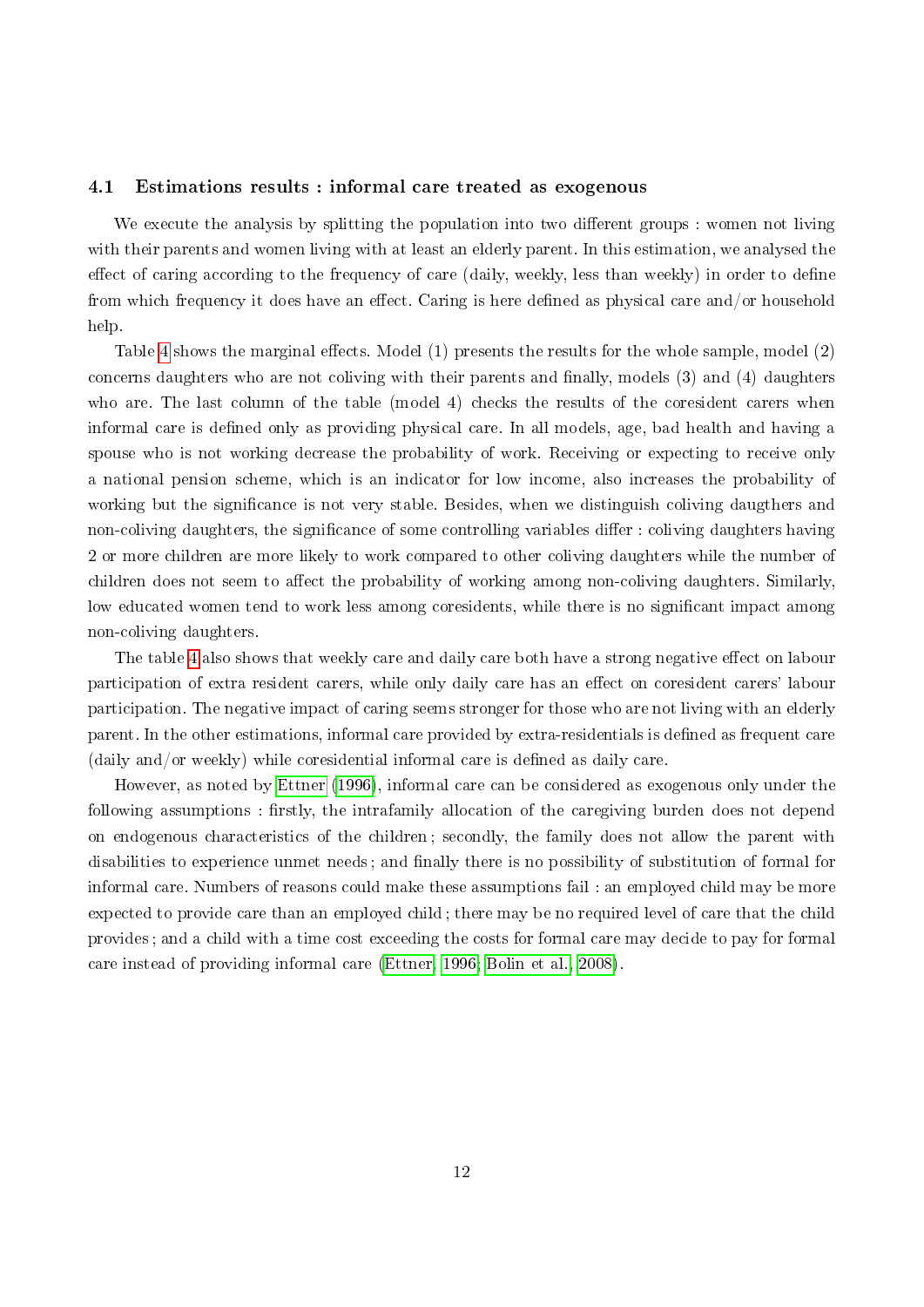### 4.1 Estimations results : informal care treated as exogenous

We execute the analysis by splitting the population into two different groups : women not living with their parents and women living with at least an elderly parent. In this estimation, we analysed the effect of caring according to the frequency of care (daily, weekly, less than weekly) in order to define from which frequency it does have an effect. Caring is here defined as physical care and/or household help.

Table 4 shows the marginal effects. Model (1) presents the results for the whole sample, model (2) concerns daughters who are not coliving with their parents and finally, models (3) and (4) daughters who are. The last column of the table (model 4) checks the results of the coresident carers when informal care is defined only as providing physical care. In all models, age, bad health and having a spouse who is not working decrease the probability of work. Receiving or expecting to receive only a national pension scheme, which is an indicator for low income, also increases the probability of working but the significance is not very stable. Besides, when we distinguish coliving daugthers and non-coliving daughters, the significance of some controlling variables differ : coliving daughters having 2 or more children are more likely to work compared to other coliving daughters while the number of children does not seem to affect the probability of working among non-coliving daughters. Similarly, low educated women tend to work less among coresidents, while there is no significant impact among non-coliving daughters.

The table 4 also shows that weekly care and daily care both have a strong negative effect on labour participation of extra resident carers, while only daily care has an effect on coresident carers' labour participation. The negative impact of caring seems stronger for those who are not living with an elderly parent. In the other estimations, informal care provided by extra-residentials is defined as frequent care (daily and/or weekly) while coresidential informal care is defined as daily care.

However, as noted by Ettner (1996), informal care can be considered as exogenous only under the following assumptions : firstly, the intrafamily allocation of the caregiving burden does not depend on endogenous characteristics of the children ; secondly, the family does not allow the parent with disabilities to experience unmet needs ; and finally there is no possibility of substitution of formal for informal care. Numbers of reasons could make these assumptions fail : an employed child may be more expected to provide care than an employed child ; there may be no required level of care that the child provides ; and a child with a time cost exceeding the costs for formal care may decide to pay for formal care instead of providing informal care (Ettner, 1996; Bolin et al., 2008).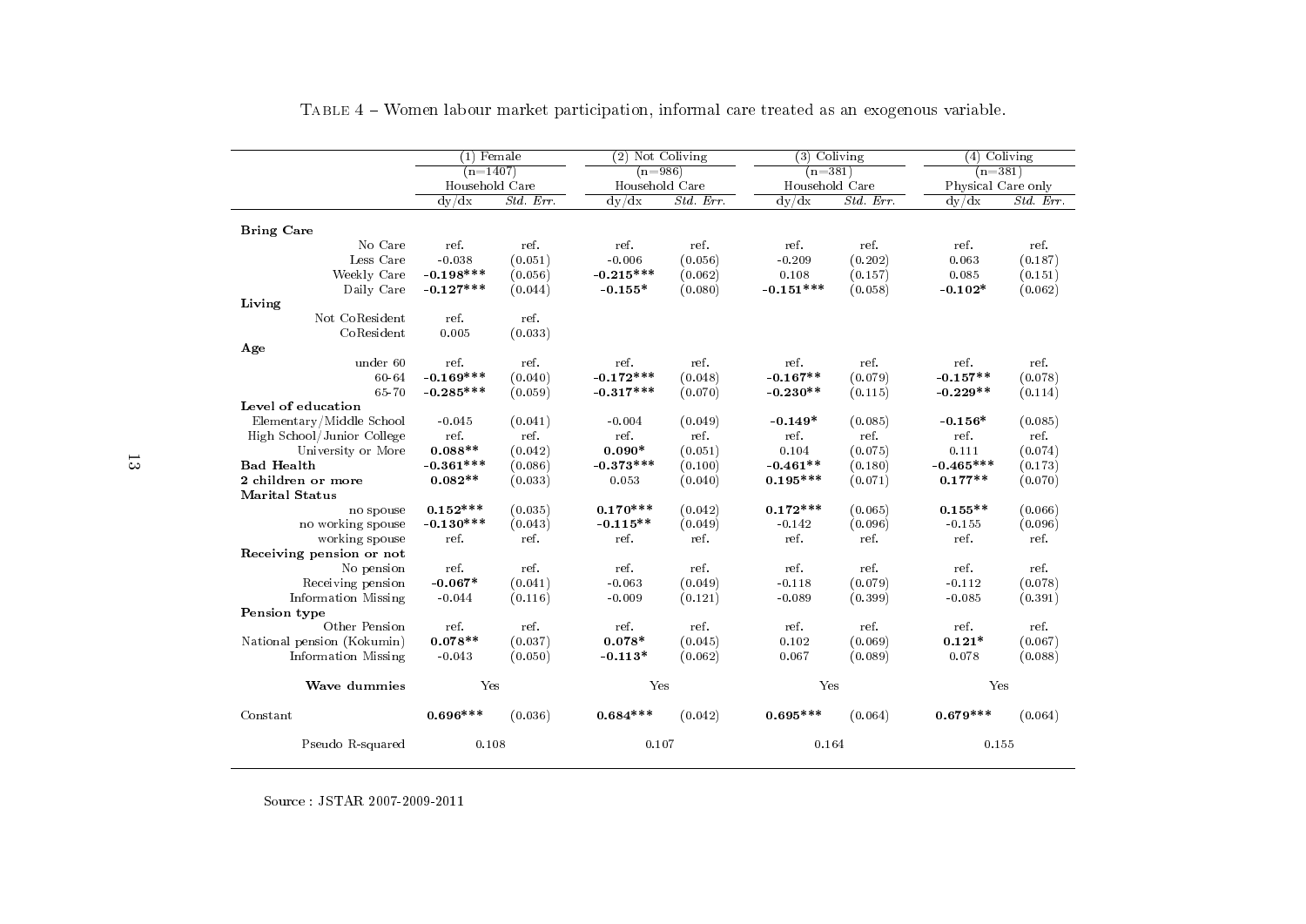TABLE 4 – Women labour market participation, informal care treated as an exogenous variable.

| | (1) Female | | (2) Not Coliving | | (3) Coliving | | (4) Coliving | |
|---|---|---|---|---|---|---|---|---|
| | (n=1407) | | (n=986) | | (n=381) | | (n=381) | |
| | Household Care | | Household Care | | Household Care | | Physical Care only | |
| | dy/dx | *Std. Err.* | dy/dx | *Std. Err.* | dy/dx | *Std. Err.* | dy/dx | *Std. Err.* |
| **Bring Care** | | | | | | | | |
| No Care | ref. | ref. | ref. | ref. | ref. | ref. | ref. | ref. |
| Less Care | -0.038 | (0.051) | -0.006 | (0.056) | -0.209 | (0.202) | 0.063 | (0.187) |
| Weekly Care | **-0.198*** ** | (0.056) | **-0.215*** ** | (0.062) | 0.108 | (0.157) | 0.085 | (0.151) |
| Daily Care | **-0.127*** ** | (0.044) | **-0.155** * | (0.080) | **-0.151*** ** | (0.058) | **-0.102** * | (0.062) |
| **Living** | | | | | | | | |
| Not CoResident | ref. | ref. | | | | | | |
| CoResident | 0.005 | (0.033) | | | | | | |
| **Age** | | | | | | | | |
| under 60 | ref. | ref. | ref. | ref. | ref. | ref. | ref. | ref. |
| 60-64 | **-0.169*** ** | (0.040) | **-0.172*** ** | (0.048) | **-0.167** ** | (0.079) | **-0.157** ** | (0.078) |
| 65-70 | **-0.285*** ** | (0.059) | **-0.317*** ** | (0.070) | **-0.230** ** | (0.115) | **-0.229** ** | (0.114) |
| **Level of education** | | | | | | | | |
| Elementary/Middle School | -0.045 | (0.041) | -0.004 | (0.049) | **-0.149** * | (0.085) | **-0.156** * | (0.085) |
| High School/Junior College | ref. | ref. | ref. | ref. | ref. | ref. | ref. | ref. |
| University or More | **0.088** ** | (0.042) | **0.090** * | (0.051) | 0.104 | (0.075) | 0.111 | (0.074) |
| **Bad Health** | **-0.361*** ** | (0.086) | **-0.373*** ** | (0.100) | **-0.461** ** | (0.180) | **-0.465*** ** | (0.173) |
| **2 children or more** | **0.082** ** | (0.033) | 0.053 | (0.040) | **0.195*** ** | (0.071) | **0.177** ** | (0.070) |
| **Marital Status** | | | | | | | | |
| no spouse | **0.152*** ** | (0.035) | **0.170*** ** | (0.042) | **0.172*** ** | (0.065) | **0.155** ** | (0.066) |
| no working spouse | **-0.130*** ** | (0.043) | **-0.115** ** | (0.049) | -0.142 | (0.096) | -0.155 | (0.096) |
| working spouse | ref. | ref. | ref. | ref. | ref. | ref. | ref. | ref. |
| **Receiving pension or not** | | | | | | | | |
| No pension | ref. | ref. | ref. | ref. | ref. | ref. | ref. | ref. |
| Receiving pension | **-0.067** * | (0.041) | -0.063 | (0.049) | -0.118 | (0.079) | -0.112 | (0.078) |
| Information Missing | -0.044 | (0.116) | -0.009 | (0.121) | -0.089 | (0.399) | -0.085 | (0.391) |
| **Pension type** | | | | | | | | |
| Other Pension | ref. | ref. | ref. | ref. | ref. | ref. | ref. | ref. |
| National pension (Kokumin) | **0.078** ** | (0.037) | **0.078** * | (0.045) | 0.102 | (0.069) | **0.121** * | (0.067) |
| Information Missing | -0.043 | (0.050) | **-0.113** * | (0.062) | 0.067 | (0.089) | 0.078 | (0.088) |
| **Wave dummies** | Yes | | Yes | | Yes | | Yes | |
| Constant | **0.696*** ** | (0.036) | **0.684*** ** | (0.042) | **0.695*** ** | (0.064) | **0.679*** ** | (0.064) |
| Pseudo R-squared | 0.108 | | 0.107 | | 0.164 | | 0.155 | |

Source : JSTAR 2007-2009-2011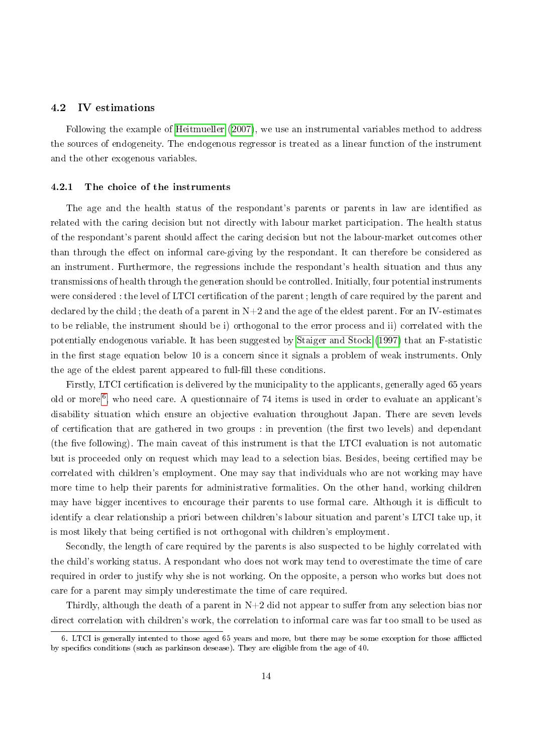### 4.2 IV estimations

Following the example of Heitmueller (2007), we use an instrumental variables method to address the sources of endogeneity. The endogenous regressor is treated as a linear function of the instrument and the other exogenous variables.

#### 4.2.1 The choice of the instruments

The age and the health status of the respondant's parents or parents in law are identified as related with the caring decision but not directly with labour market participation. The health status of the respondant's parent should affect the caring decision but not the labour-market outcomes other than through the effect on informal care-giving by the respondant. It can therefore be considered as an instrument. Furthermore, the regressions include the respondant's health situation and thus any transmissions of health through the generation should be controlled. Initially, four potential instruments were considered : the level of LTCI certification of the parent ; length of care required by the parent and declared by the child ; the death of a parent in N+2 and the age of the eldest parent. For an IV-estimates to be reliable, the instrument should be i) orthogonal to the error process and ii) correlated with the potentially endogenous variable. It has been suggested by Staiger and Stock (1997) that an F-statistic in the first stage equation below 10 is a concern since it signals a problem of weak instruments. Only the age of the eldest parent appeared to full-fill these conditions.

Firstly, LTCI certification is delivered by the municipality to the applicants, generally aged 65 years old or more[6], who need care. A questionnaire of 74 items is used in order to evaluate an applicant's disability situation which ensure an objective evaluation throughout Japan. There are seven levels of certification that are gathered in two groups : in prevention (the first two levels) and dependant (the five following). The main caveat of this instrument is that the LTCI evaluation is not automatic but is proceeded only on request which may lead to a selection bias. Besides, beeing certified may be correlated with children's employment. One may say that individuals who are not working may have more time to help their parents for administrative formalities. On the other hand, working children may have bigger incentives to encourage their parents to use formal care. Although it is difficult to identify a clear relationship a priori between children's labour situation and parent's LTCI take up, it is most likely that being certified is not orthogonal with children's employment.

Secondly, the length of care required by the parents is also suspected to be highly correlated with the child's working status. A respondant who does not work may tend to overestimate the time of care required in order to justify why she is not working. On the opposite, a person who works but does not care for a parent may simply underestimate the time of care required.

Thirdly, although the death of a parent in N+2 did not appear to suffer from any selection bias nor direct correlation with children's work, the correlation to informal care was far too small to be used as

6. LTCI is generally intented to those aged 65 years and more, but there may be some exception for those afflicted by specifics conditions (such as parkinson desease). They are eligible from the age of 40.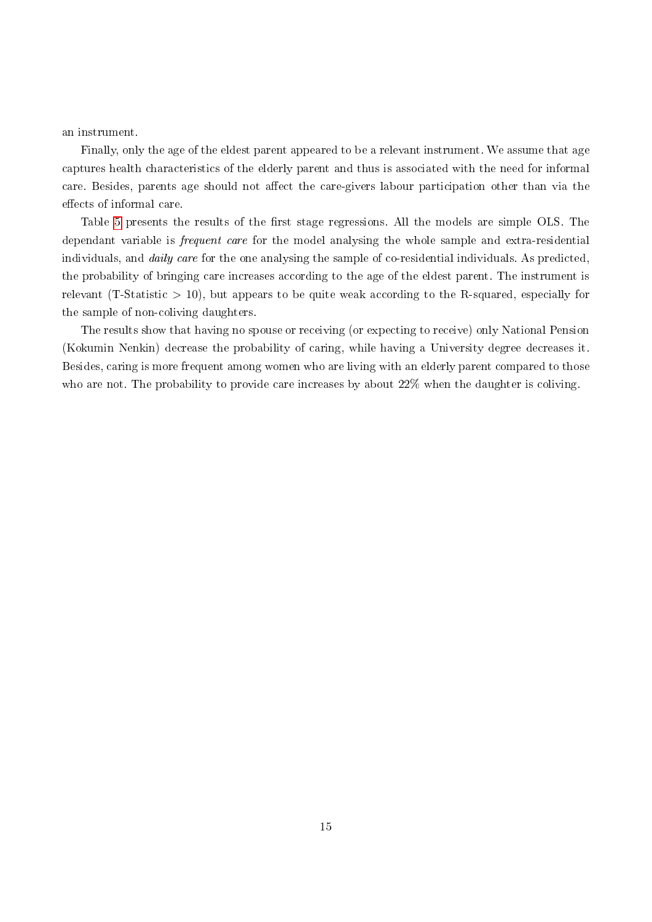an instrument.

Finally, only the age of the eldest parent appeared to be a relevant instrument. We assume that age captures health characteristics of the elderly parent and thus is associated with the need for informal care. Besides, parents age should not affect the care-givers labour participation other than via the effects of informal care.

Table 5 presents the results of the first stage regressions. All the models are simple OLS. The dependant variable is *frequent care* for the model analysing the whole sample and extra-residential individuals, and *daily care* for the one analysing the sample of co-residential individuals. As predicted, the probability of bringing care increases according to the age of the eldest parent. The instrument is relevant (T-Statistic > 10), but appears to be quite weak according to the R-squared, especially for the sample of non-coliving daughters.

The results show that having no spouse or receiving (or expecting to receive) only National Pension (Kokumin Nenkin) decrease the probability of caring, while having a University degree decreases it. Besides, caring is more frequent among women who are living with an elderly parent compared to those who are not. The probability to provide care increases by about 22% when the daughter is coliving.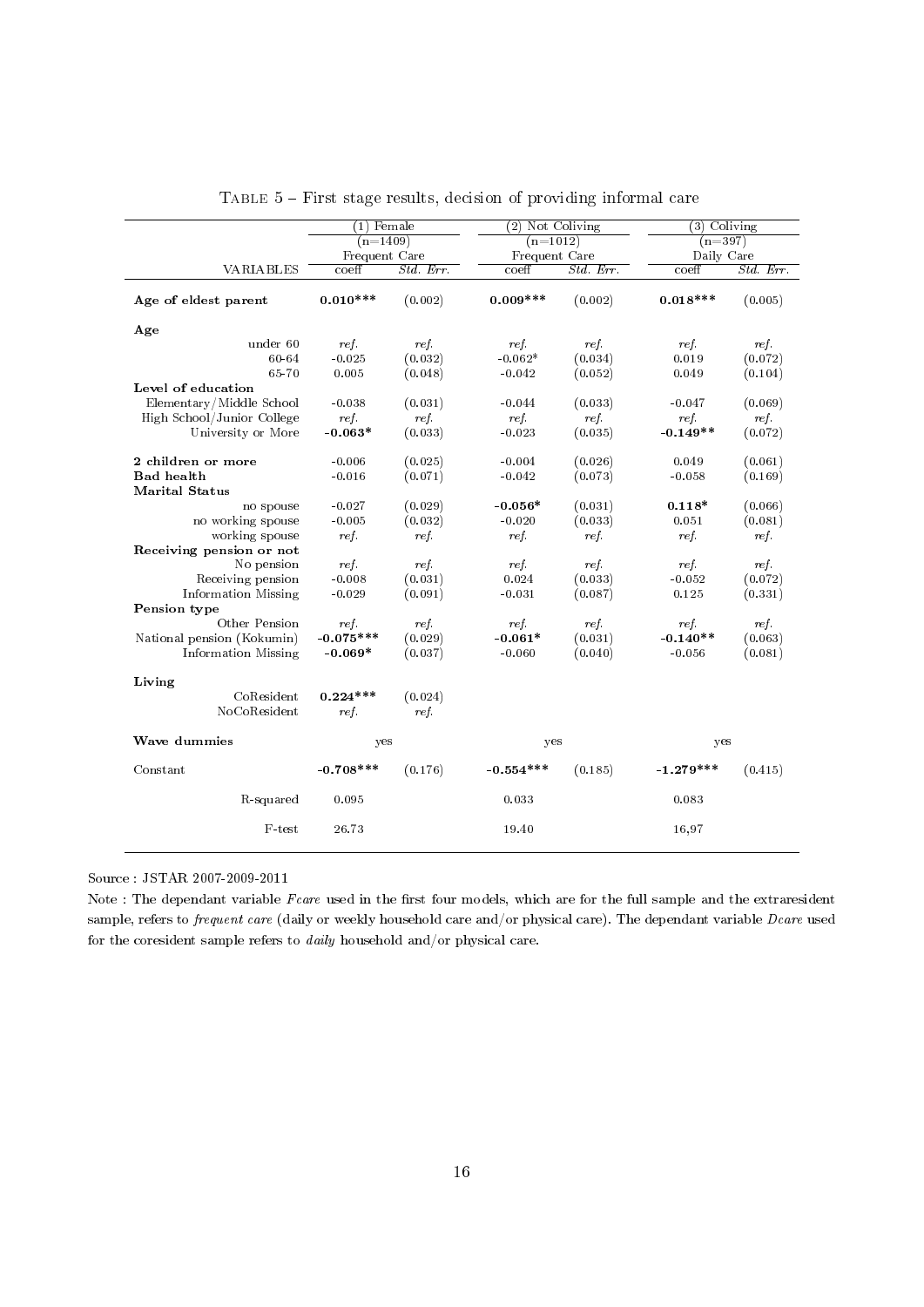TABLE 5 – First stage results, decision of providing informal care

| | (1) Female | | (2) Not Coliving | | (3) Coliving | |
|---|---|---|---|---|---|---|
| | (n=1409) | | (n=1012) | | (n=397) | |
| | Frequent Care | | Frequent Care | | Daily Care | |
| VARIABLES | coeff | *Std. Err.* | coeff | *Std. Err.* | coeff | *Std. Err.* |
| **Age of eldest parent** | **0.010*** ** | (0.002) | **0.009*** ** | (0.002) | **0.018*** ** | (0.005) |
| **Age** | | | | | | |
| under 60 | *ref.* | *ref.* | *ref.* | *ref.* | *ref.* | *ref.* |
| 60-64 | -0.025 | (0.032) | -0.062* | (0.034) | 0.019 | (0.072) |
| 65-70 | 0.005 | (0.048) | -0.042 | (0.052) | 0.049 | (0.104) |
| **Level of education** | | | | | | |
| Elementary/Middle School | -0.038 | (0.031) | -0.044 | (0.033) | -0.047 | (0.069) |
| High School/Junior College | *ref.* | *ref.* | *ref.* | *ref.* | *ref.* | *ref.* |
| University or More | **-0.063*** | (0.033) | -0.023 | (0.035) | **-0.149**** | (0.072) |
| **2 children or more** | -0.006 | (0.025) | -0.004 | (0.026) | 0.049 | (0.061) |
| **Bad health** | -0.016 | (0.071) | -0.042 | (0.073) | -0.058 | (0.169) |
| **Marital Status** | | | | | | |
| no spouse | -0.027 | (0.029) | **-0.056*** | (0.031) | **0.118*** | (0.066) |
| no working spouse | -0.005 | (0.032) | -0.020 | (0.033) | 0.051 | (0.081) |
| working spouse | *ref.* | *ref.* | *ref.* | *ref.* | *ref.* | *ref.* |
| **Receiving pension or not** | | | | | | |
| No pension | *ref.* | *ref.* | *ref.* | *ref.* | *ref.* | *ref.* |
| Receiving pension | -0.008 | (0.031) | 0.024 | (0.033) | -0.052 | (0.072) |
| Information Missing | -0.029 | (0.091) | -0.031 | (0.087) | 0.125 | (0.331) |
| **Pension type** | | | | | | |
| Other Pension | *ref.* | *ref.* | *ref.* | *ref.* | *ref.* | *ref.* |
| National pension (Kokumin) | **-0.075*** ** | (0.029) | **-0.061*** | (0.031) | **-0.140**** | (0.063) |
| Information Missing | **-0.069*** | (0.037) | -0.060 | (0.040) | -0.056 | (0.081) |
| **Living** | | | | | | |
| CoResident | **0.224*** ** | (0.024) | | | | |
| NoCoResident | *ref.* | *ref.* | | | | |
| **Wave dummies** | yes | | yes | | yes | |
| Constant | **-0.708*** ** | (0.176) | **-0.554*** ** | (0.185) | **-1.279*** ** | (0.415) |
| R-squared | 0.095 | | 0.033 | | 0.083 | |
| F-test | 26.73 | | 19.40 | | 16,97 | |

Source : JSTAR 2007-2009-2011

Note : The dependant variable *Fcare* used in the first four models, which are for the full sample and the extraresident sample, refers to *frequent care* (daily or weekly household care and/or physical care). The dependant variable *Dcare* used for the coresident sample refers to *daily* household and/or physical care.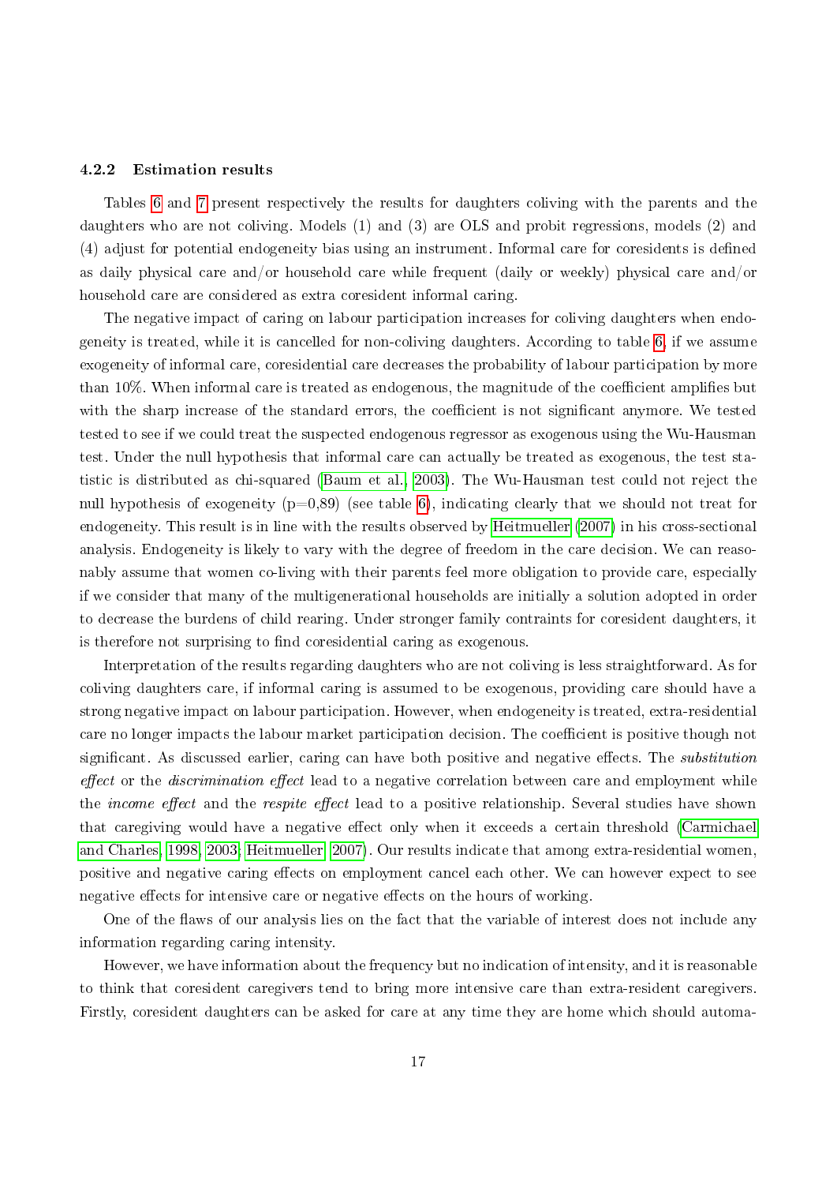### 4.2.2 Estimation results

Tables 6 and 7 present respectively the results for daughters coliving with the parents and the daughters who are not coliving. Models (1) and (3) are OLS and probit regressions, models (2) and (4) adjust for potential endogeneity bias using an instrument. Informal care for coresidents is defined as daily physical care and/or household care while frequent (daily or weekly) physical care and/or household care are considered as extra coresident informal caring.

The negative impact of caring on labour participation increases for coliving daughters when endogeneity is treated, while it is cancelled for non-coliving daughters. According to table 6, if we assume exogeneity of informal care, coresidential care decreases the probability of labour participation by more than 10%. When informal care is treated as endogenous, the magnitude of the coefficient amplifies but with the sharp increase of the standard errors, the coefficient is not significant anymore. We tested tested to see if we could treat the suspected endogenous regressor as exogenous using the Wu-Hausman test. Under the null hypothesis that informal care can actually be treated as exogenous, the test statistic is distributed as chi-squared (Baum et al., 2003). The Wu-Hausman test could not reject the null hypothesis of exogeneity (p=0,89) (see table 6), indicating clearly that we should not treat for endogeneity. This result is in line with the results observed by Heitmueller (2007) in his cross-sectional analysis. Endogeneity is likely to vary with the degree of freedom in the care decision. We can reasonably assume that women co-living with their parents feel more obligation to provide care, especially if we consider that many of the multigenerational households are initially a solution adopted in order to decrease the burdens of child rearing. Under stronger family contraints for coresident daughters, it is therefore not surprising to find coresidential caring as exogenous.

Interpretation of the results regarding daughters who are not coliving is less straightforward. As for coliving daughters care, if informal caring is assumed to be exogenous, providing care should have a strong negative impact on labour participation. However, when endogeneity is treated, extra-residential care no longer impacts the labour market participation decision. The coefficient is positive though not significant. As discussed earlier, caring can have both positive and negative effects. The *substitution effect* or the *discrimination effect* lead to a negative correlation between care and employment while the *income effect* and the *respite effect* lead to a positive relationship. Several studies have shown that caregiving would have a negative effect only when it exceeds a certain threshold (Carmichael and Charles, 1998, 2003; Heitmueller, 2007). Our results indicate that among extra-residential women, positive and negative caring effects on employment cancel each other. We can however expect to see negative effects for intensive care or negative effects on the hours of working.

One of the flaws of our analysis lies on the fact that the variable of interest does not include any information regarding caring intensity.

However, we have information about the frequency but no indication of intensity, and it is reasonable to think that coresident caregivers tend to bring more intensive care than extra-resident caregivers. Firstly, coresident daughters can be asked for care at any time they are home which should automa-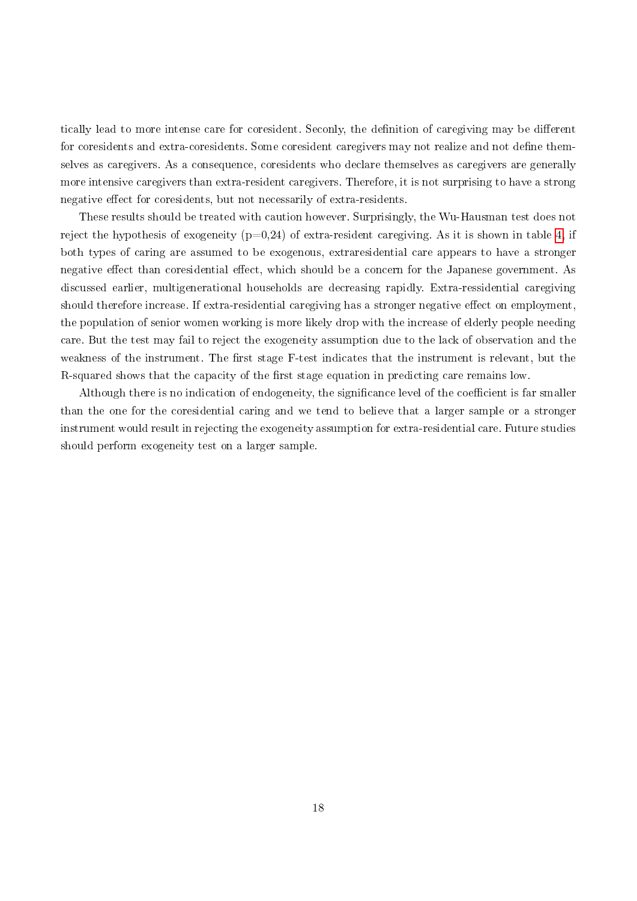tically lead to more intense care for coresident. Seconly, the definition of caregiving may be different for coresidents and extra-coresidents. Some coresident caregivers may not realize and not define themselves as caregivers. As a consequence, coresidents who declare themselves as caregivers are generally more intensive caregivers than extra-resident caregivers. Therefore, it is not surprising to have a strong negative effect for coresidents, but not necessarily of extra-residents.

These results should be treated with caution however. Surprisingly, the Wu-Hausman test does not reject the hypothesis of exogeneity (p=0,24) of extra-resident caregiving. As it is shown in table 4, if both types of caring are assumed to be exogenous, extraresidential care appears to have a stronger negative effect than coresidential effect, which should be a concern for the Japanese government. As discussed earlier, multigenerational households are decreasing rapidly. Extra-ressidential caregiving should therefore increase. If extra-residential caregiving has a stronger negative effect on employment, the population of senior women working is more likely drop with the increase of elderly people needing care. But the test may fail to reject the exogeneity assumption due to the lack of observation and the weakness of the instrument. The first stage F-test indicates that the instrument is relevant, but the R-squared shows that the capacity of the first stage equation in predicting care remains low.

Although there is no indication of endogeneity, the significance level of the coefficient is far smaller than the one for the coresidential caring and we tend to believe that a larger sample or a stronger instrument would result in rejecting the exogeneity assumption for extra-residential care. Future studies should perform exogeneity test on a larger sample.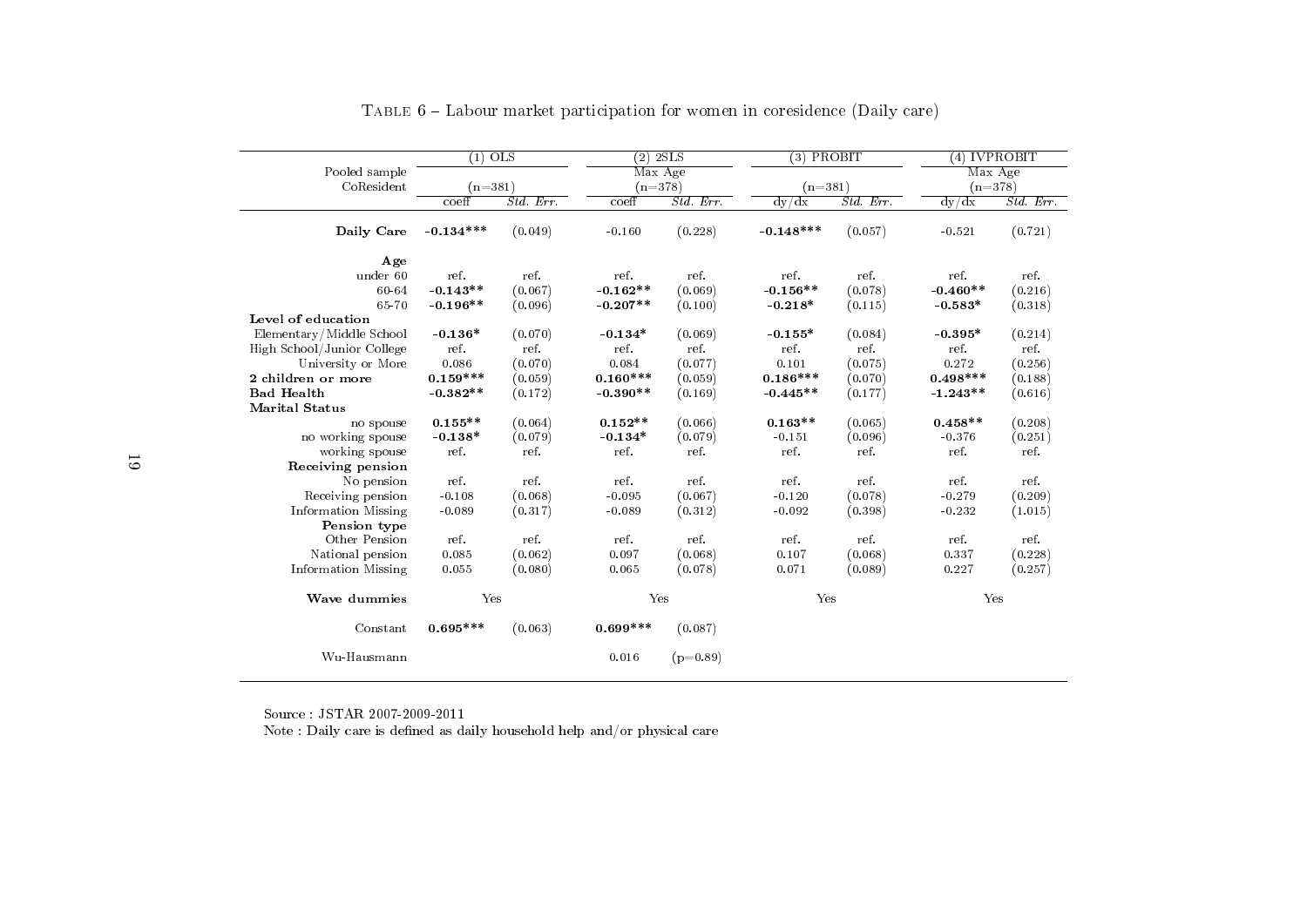TABLE 6 – Labour market participation for women in coresidence (Daily care)

| Pooled sample | (1) OLS | | (2) 2SLS | | (3) PROBIT | | (4) IVPROBIT | |
|---|---|---|---|---|---|---|---|---|
| | | | Max Age | | | | Max Age | |
| CoResident | (n=381) | | (n=378) | | (n=381) | | (n=378) | |
| | coeff | *Std. Err.* | coeff | *Std. Err.* | dy/dx | *Std. Err.* | dy/dx | *Std. Err.* |
| **Daily Care** | **-0.134***** | (0.049) | -0.160 | (0.228) | **-0.148***** | (0.057) | -0.521 | (0.721) |
| **Age** | | | | | | | | |
| under 60 | ref. | ref. | ref. | ref. | ref. | ref. | ref. | ref. |
| 60-64 | **-0.143**** | (0.067) | **-0.162**** | (0.069) | **-0.156**** | (0.078) | **-0.460**** | (0.216) |
| 65-70 | **-0.196**** | (0.096) | **-0.207**** | (0.100) | **-0.218*** | (0.115) | **-0.583*** | (0.318) |
| **Level of education** | | | | | | | | |
| Elementary/Middle School | **-0.136*** | (0.070) | **-0.134*** | (0.069) | **-0.155*** | (0.084) | **-0.395*** | (0.214) |
| High School/Junior College | ref. | ref. | ref. | ref. | ref. | ref. | ref. | ref. |
| University or More | 0.086 | (0.070) | 0.084 | (0.077) | 0.101 | (0.075) | 0.272 | (0.256) |
| **2 children or more** | **0.159***** | (0.059) | **0.160***** | (0.059) | **0.186***** | (0.070) | **0.498***** | (0.188) |
| **Bad Health** | **-0.382**** | (0.172) | **-0.390**** | (0.169) | **-0.445**** | (0.177) | **-1.243**** | (0.616) |
| **Marital Status** | | | | | | | | |
| no spouse | **0.155**** | (0.064) | **0.152**** | (0.066) | **0.163**** | (0.065) | **0.458**** | (0.208) |
| no working spouse | **-0.138*** | (0.079) | **-0.134*** | (0.079) | -0.151 | (0.096) | -0.376 | (0.251) |
| working spouse | ref. | ref. | ref. | ref. | ref. | ref. | ref. | ref. |
| **Receiving pension** | | | | | | | | |
| No pension | ref. | ref. | ref. | ref. | ref. | ref. | ref. | ref. |
| Receiving pension | -0.108 | (0.068) | -0.095 | (0.067) | -0.120 | (0.078) | -0.279 | (0.209) |
| Information Missing | -0.089 | (0.317) | -0.089 | (0.312) | -0.092 | (0.398) | -0.232 | (1.015) |
| **Pension type** | | | | | | | | |
| Other Pension | ref. | ref. | ref. | ref. | ref. | ref. | ref. | ref. |
| National pension | 0.085 | (0.062) | 0.097 | (0.068) | 0.107 | (0.068) | 0.337 | (0.228) |
| Information Missing | 0.055 | (0.080) | 0.065 | (0.078) | 0.071 | (0.089) | 0.227 | (0.257) |
| **Wave dummies** | Yes | | Yes | | Yes | | Yes | |
| Constant | **0.695***** | (0.063) | **0.699***** | (0.087) | | | | |
| Wu-Hausmann | | | 0.016 | (p=0.89) | | | | |

Source : JSTAR 2007-2009-2011

Note : Daily care is defined as daily household help and/or physical care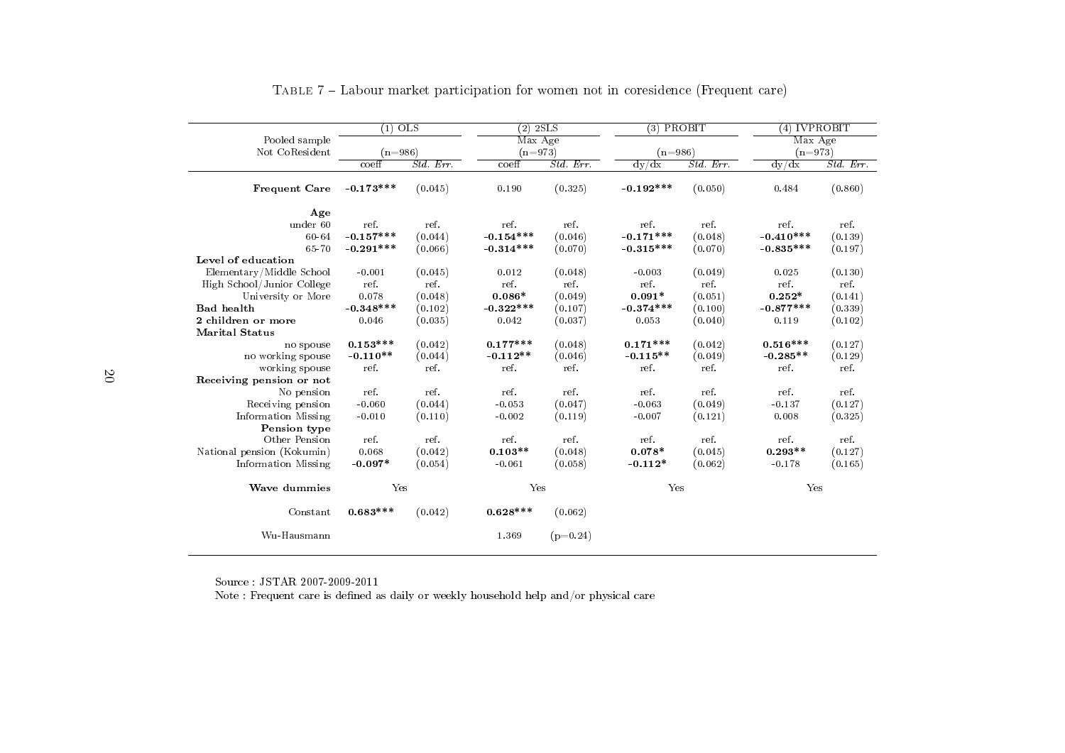Table 7 – Labour market participation for women not in coresidence (Frequent care)

| Pooled sample | (1) OLS | | (2) 2SLS | | (3) PROBIT | | (4) IVPROBIT | |
|---|---|---|---|---|---|---|---|---|
| | | | Max Age | | | | Max Age | |
| Not CoResident | (n=986) | | (n=973) | | (n=986) | | (n=973) | |
| | coeff | *Std. Err.* | coeff | *Std. Err.* | dy/dx | *Std. Err.* | dy/dx | *Std. Err.* |
| **Frequent Care** | **-0.173*** ** | (0.045) | 0.190 | (0.325) | **-0.192*** ** | (0.050) | 0.484 | (0.860) |
| **Age** | | | | | | | | |
| under 60 | ref. | ref. | ref. | ref. | ref. | ref. | ref. | ref. |
| 60-64 | **-0.157*** ** | (0.044) | **-0.154*** ** | (0.046) | **-0.171*** ** | (0.048) | **-0.410*** ** | (0.139) |
| 65-70 | **-0.291*** ** | (0.066) | **-0.314*** ** | (0.070) | **-0.315*** ** | (0.070) | **-0.835*** ** | (0.197) |
| **Level of education** | | | | | | | | |
| Elementary/Middle School | -0.001 | (0.045) | 0.012 | (0.048) | -0.003 | (0.049) | 0.025 | (0.130) |
| High School/Junior College | ref. | ref. | ref. | ref. | ref. | ref. | ref. | ref. |
| University or More | 0.078 | (0.048) | **0.086*** | (0.049) | **0.091*** | (0.051) | **0.252*** | (0.141) |
| **Bad health** | **-0.348*** ** | (0.102) | **-0.322*** ** | (0.107) | **-0.374*** ** | (0.100) | **-0.877*** ** | (0.339) |
| **2 children or more** | 0.046 | (0.035) | 0.042 | (0.037) | 0.053 | (0.040) | 0.119 | (0.102) |
| **Marital Status** | | | | | | | | |
| no spouse | **0.153*** ** | (0.042) | **0.177*** ** | (0.048) | **0.171*** ** | (0.042) | **0.516*** ** | (0.127) |
| no working spouse | **-0.110** ** | (0.044) | **-0.112** ** | (0.046) | **-0.115** ** | (0.049) | **-0.285** ** | (0.129) |
| working spouse | ref. | ref. | ref. | ref. | ref. | ref. | ref. | ref. |
| **Receiving pension or not** | | | | | | | | |
| No pension | ref. | ref. | ref. | ref. | ref. | ref. | ref. | ref. |
| Receiving pension | -0.060 | (0.044) | -0.053 | (0.047) | -0.063 | (0.049) | -0.137 | (0.127) |
| Information Missing | -0.010 | (0.110) | -0.002 | (0.119) | -0.007 | (0.121) | 0.008 | (0.325) |
| **Pension type** | | | | | | | | |
| Other Pension | ref. | ref. | ref. | ref. | ref. | ref. | ref. | ref. |
| National pension (Kokumin) | 0.068 | (0.042) | **0.103** ** | (0.048) | **0.078*** | (0.045) | **0.293** ** | (0.127) |
| Information Missing | **-0.097*** | (0.054) | -0.061 | (0.058) | **-0.112*** | (0.062) | -0.178 | (0.165) |
| **Wave dummies** | Yes | | Yes | | Yes | | Yes | |
| Constant | **0.683*** ** | (0.042) | **0.628*** ** | (0.062) | | | | |
| Wu-Hausmann | | | 1.369 | (p=0.24) | | | | |

Source : JSTAR 2007-2009-2011

Note : Frequent care is defined as daily or weekly household help and/or physical care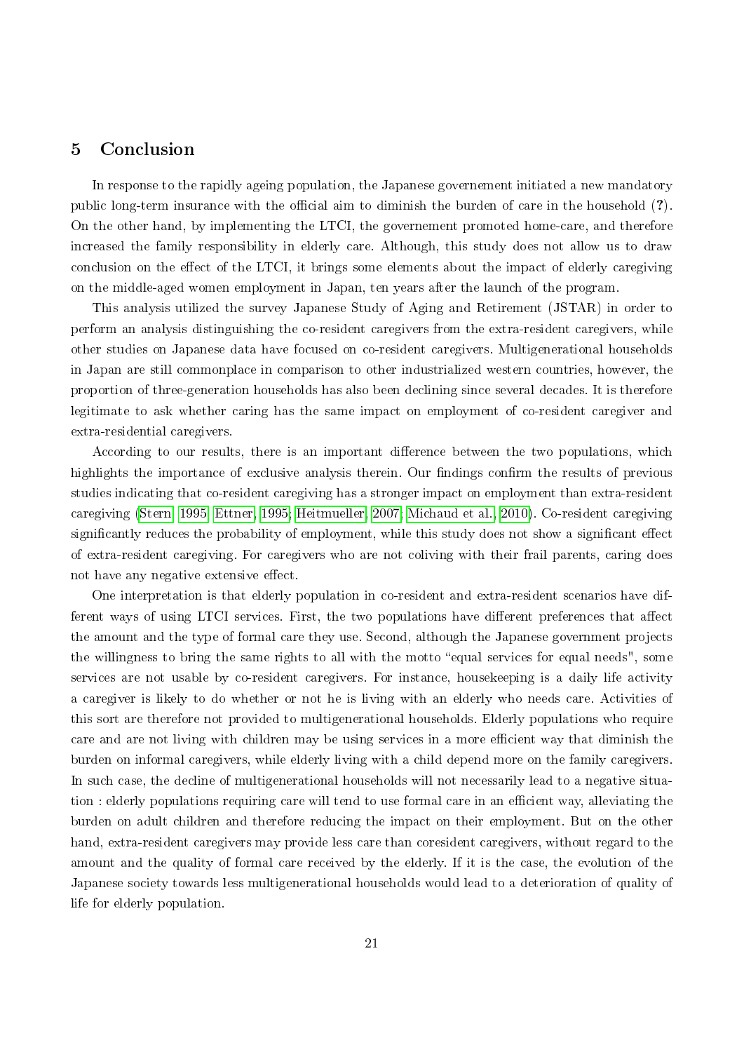## 5 Conclusion

In response to the rapidly ageing population, the Japanese governement initiated a new mandatory public long-term insurance with the official aim to diminish the burden of care in the household (**?**). On the other hand, by implementing the LTCI, the governement promoted home-care, and therefore increased the family responsibility in elderly care. Although, this study does not allow us to draw conclusion on the effect of the LTCI, it brings some elements about the impact of elderly caregiving on the middle-aged women employment in Japan, ten years after the launch of the program.

This analysis utilized the survey Japanese Study of Aging and Retirement (JSTAR) in order to perform an analysis distinguishing the co-resident caregivers from the extra-resident caregivers, while other studies on Japanese data have focused on co-resident caregivers. Multigenerational households in Japan are still commonplace in comparison to other industrialized western countries, however, the proportion of three-generation households has also been declining since several decades. It is therefore legitimate to ask whether caring has the same impact on employment of co-resident caregiver and extra-residential caregivers.

According to our results, there is an important difference between the two populations, which highlights the importance of exclusive analysis therein. Our findings confirm the results of previous studies indicating that co-resident caregiving has a stronger impact on employment than extra-resident caregiving (Stern, 1995; Ettner, 1995; Heitmueller, 2007; Michaud et al., 2010). Co-resident caregiving significantly reduces the probability of employment, while this study does not show a significant effect of extra-resident caregiving. For caregivers who are not coliving with their frail parents, caring does not have any negative extensive effect.

One interpretation is that elderly population in co-resident and extra-resident scenarios have different ways of using LTCI services. First, the two populations have different preferences that affect the amount and the type of formal care they use. Second, although the Japanese government projects the willingness to bring the same rights to all with the motto "equal services for equal needs", some services are not usable by co-resident caregivers. For instance, housekeeping is a daily life activity a caregiver is likely to do whether or not he is living with an elderly who needs care. Activities of this sort are therefore not provided to multigenerational households. Elderly populations who require care and are not living with children may be using services in a more efficient way that diminish the burden on informal caregivers, while elderly living with a child depend more on the family caregivers. In such case, the decline of multigenerational households will not necessarily lead to a negative situation : elderly populations requiring care will tend to use formal care in an efficient way, alleviating the burden on adult children and therefore reducing the impact on their employment. But on the other hand, extra-resident caregivers may provide less care than coresident caregivers, without regard to the amount and the quality of formal care received by the elderly. If it is the case, the evolution of the Japanese society towards less multigenerational households would lead to a deterioration of quality of life for elderly population.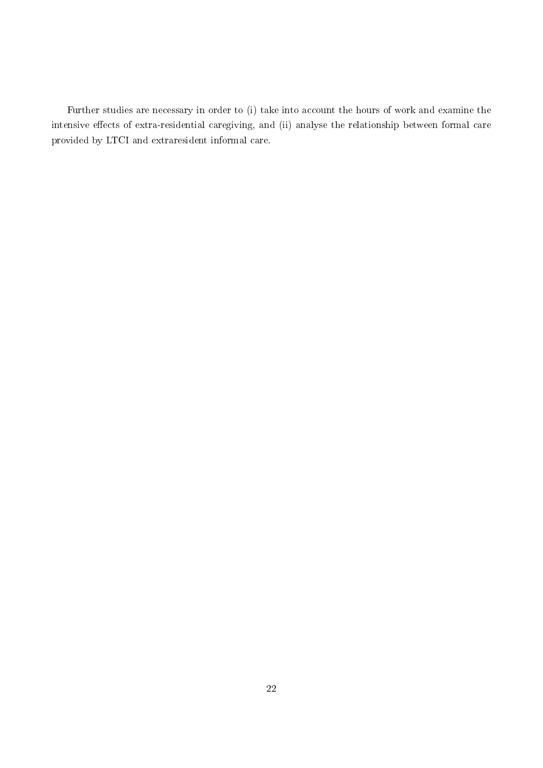Further studies are necessary in order to (i) take into account the hours of work and examine the intensive effects of extra-residential caregiving, and (ii) analyse the relationship between formal care provided by LTCI and extraresident informal care.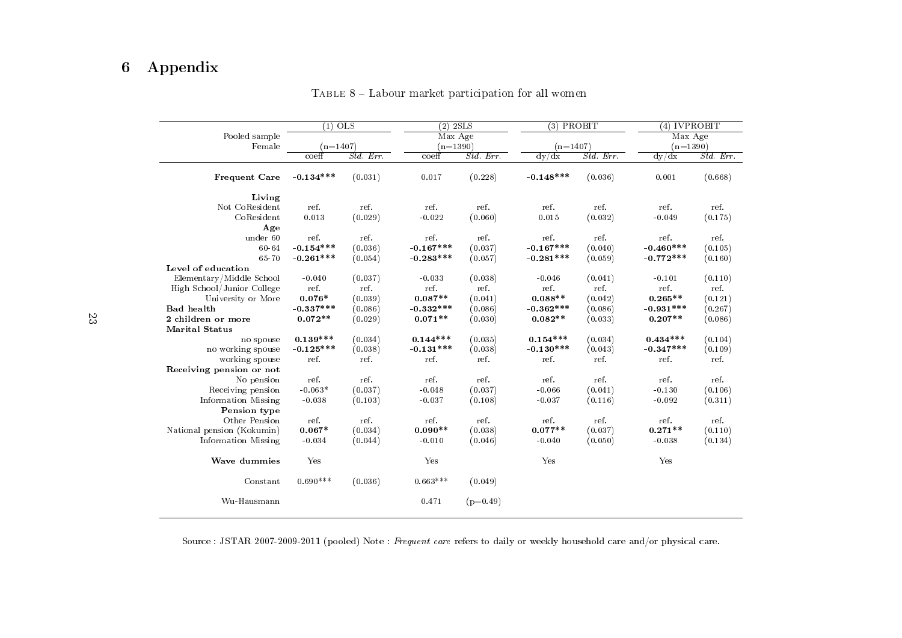# 6 Appendix

Table 8 – Labour market participation for all women

| Pooled sample | (1) OLS | | (2) 2SLS | | (3) PROBIT | | (4) IVPROBIT | |
|---|---|---|---|---|---|---|---|---|
| | | | Max Age | | | | Max Age | |
| Female | (n=1407) | | (n=1390) | | (n=1407) | | (n=1390) | |
| | coeff | *Std. Err.* | coeff | *Std. Err.* | dy/dx | *Std. Err.* | dy/dx | *Std. Err.* |
| **Frequent Care** | **-0.134\*\*\*** | (0.031) | 0.017 | (0.228) | **-0.148\*\*\*** | (0.036) | 0.001 | (0.668) |
| **Living** | | | | | | | | |
| Not CoResident | ref. | ref. | ref. | ref. | ref. | ref. | ref. | ref. |
| CoResident | 0.013 | (0.029) | -0.022 | (0.060) | 0.015 | (0.032) | -0.049 | (0.175) |
| **Age** | | | | | | | | |
| under 60 | ref. | ref. | ref. | ref. | ref. | ref. | ref. | ref. |
| 60-64 | **-0.154\*\*\*** | (0.036) | **-0.167\*\*\*** | (0.037) | **-0.167\*\*\*** | (0.040) | **-0.460\*\*\*** | (0.105) |
| 65-70 | **-0.261\*\*\*** | (0.054) | **-0.283\*\*\*** | (0.057) | **-0.281\*\*\*** | (0.059) | **-0.772\*\*\*** | (0.160) |
| **Level of education** | | | | | | | | |
| Elementary/Middle School | -0.040 | (0.037) | -0.033 | (0.038) | -0.046 | (0.041) | -0.101 | (0.110) |
| High School/Junior College | ref. | ref. | ref. | ref. | ref. | ref. | ref. | ref. |
| University or More | **0.076\*** | (0.039) | **0.087\*\*** | (0.041) | **0.088\*\*** | (0.042) | **0.265\*\*** | (0.121) |
| **Bad health** | **-0.337\*\*\*** | (0.086) | **-0.332\*\*\*** | (0.086) | **-0.362\*\*\*** | (0.086) | **-0.931\*\*\*** | (0.267) |
| **2 children or more** | **0.072\*\*** | (0.029) | **0.071\*\*** | (0.030) | **0.082\*\*** | (0.033) | **0.207\*\*** | (0.086) |
| **Marital Status** | | | | | | | | |
| no spouse | **0.139\*\*\*** | (0.034) | **0.144\*\*\*** | (0.035) | **0.154\*\*\*** | (0.034) | **0.434\*\*\*** | (0.104) |
| no working spouse | **-0.125\*\*\*** | (0.038) | **-0.131\*\*\*** | (0.038) | **-0.130\*\*\*** | (0.043) | **-0.347\*\*\*** | (0.109) |
| working spouse | ref. | ref. | ref. | ref. | ref. | ref. | ref. | ref. |
| **Receiving pension or not** | | | | | | | | |
| No pension | ref. | ref. | ref. | ref. | ref. | ref. | ref. | ref. |
| Receiving pension | -0.063\* | (0.037) | -0.048 | (0.037) | -0.066 | (0.041) | -0.130 | (0.106) |
| Information Missing | -0.038 | (0.103) | -0.037 | (0.108) | -0.037 | (0.116) | -0.092 | (0.311) |
| **Pension type** | | | | | | | | |
| Other Pension | ref. | ref. | ref. | ref. | ref. | ref. | ref. | ref. |
| National pension (Kokumin) | **0.067\*** | (0.034) | **0.090\*\*** | (0.038) | **0.077\*\*** | (0.037) | **0.271\*\*** | (0.110) |
| Information Missing | -0.034 | (0.044) | -0.010 | (0.046) | -0.040 | (0.050) | -0.038 | (0.134) |
| **Wave dummies** | Yes | | Yes | | Yes | | Yes | |
| Constant | 0.690\*\*\* | (0.036) | 0.663\*\*\* | (0.049) | | | | |
| Wu-Hausmann | | | 0.471 | (p=0.49) | | | | |

Source : JSTAR 2007-2009-2011 (pooled) Note : *Frequent care* refers to daily or weekly household care and/or physical care.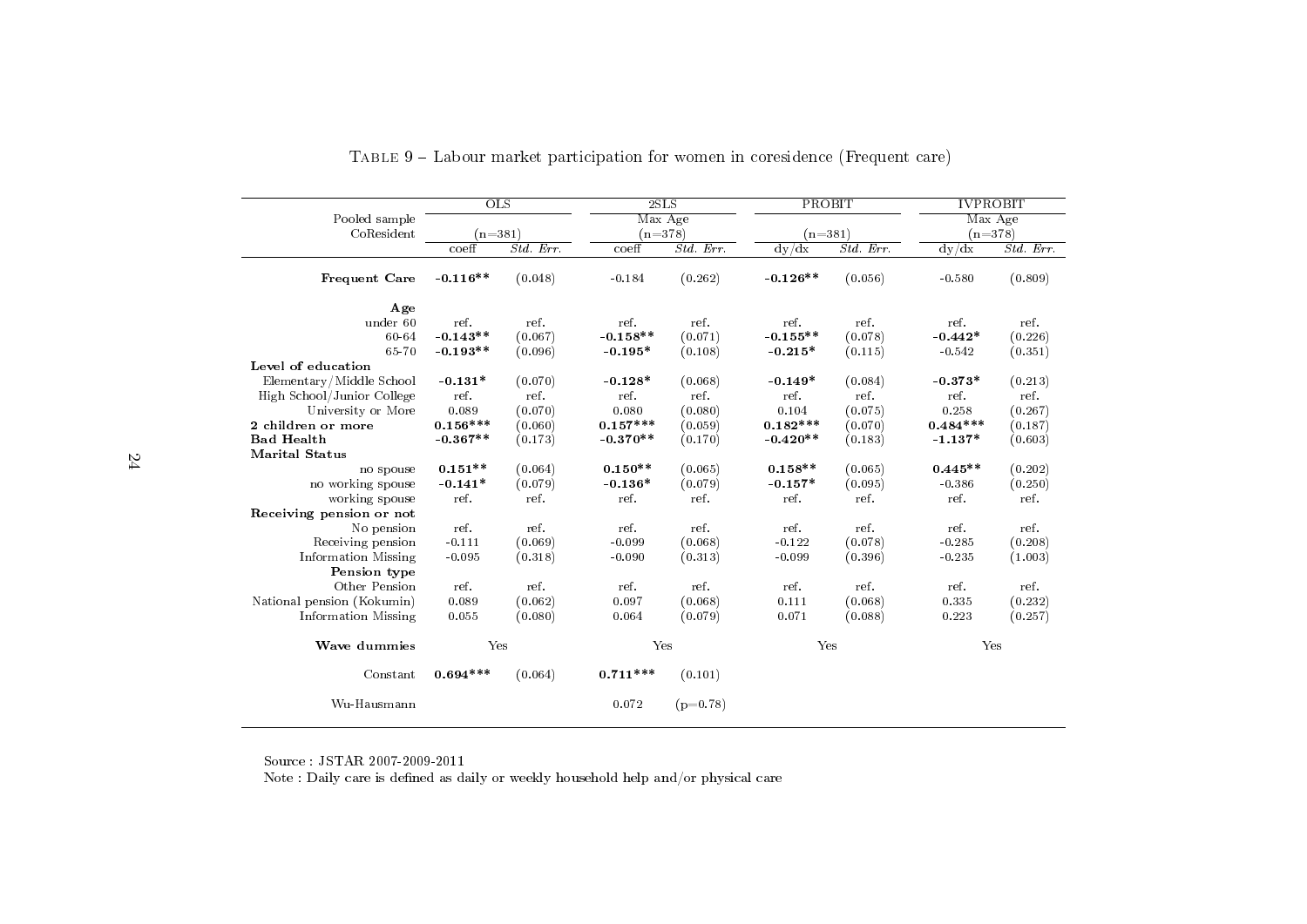Table 9 – Labour market participation for women in coresidence (Frequent care)

| Pooled sample | OLS | | 2SLS | | PROBIT | | IVPROBIT | |
|---|---|---|---|---|---|---|---|---|
| | | | Max Age | | | | Max Age | |
| CoResident | (n=381) | | (n=378) | | (n=381) | | (n=378) | |
| | coeff | *Std. Err.* | coeff | *Std. Err.* | dy/dx | *Std. Err.* | dy/dx | *Std. Err.* |
| **Frequent Care** | **-0.116\*\*** | (0.048) | -0.184 | (0.262) | **-0.126\*\*** | (0.056) | -0.580 | (0.809) |
| **Age** | | | | | | | | |
| under 60 | ref. | ref. | ref. | ref. | ref. | ref. | ref. | ref. |
| 60-64 | **-0.143\*\*** | (0.067) | **-0.158\*\*** | (0.071) | **-0.155\*\*** | (0.078) | **-0.442\*** | (0.226) |
| 65-70 | **-0.193\*\*** | (0.096) | **-0.195\*** | (0.108) | **-0.215\*** | (0.115) | -0.542 | (0.351) |
| **Level of education** | | | | | | | | |
| Elementary/Middle School | **-0.131\*** | (0.070) | **-0.128\*** | (0.068) | **-0.149\*** | (0.084) | **-0.373\*** | (0.213) |
| High School/Junior College | ref. | ref. | ref. | ref. | ref. | ref. | ref. | ref. |
| University or More | 0.089 | (0.070) | 0.080 | (0.080) | 0.104 | (0.075) | 0.258 | (0.267) |
| **2 children or more** | **0.156\*\*\*** | (0.060) | **0.157\*\*\*** | (0.059) | **0.182\*\*\*** | (0.070) | **0.484\*\*\*** | (0.187) |
| **Bad Health** | **-0.367\*\*** | (0.173) | **-0.370\*\*** | (0.170) | **-0.420\*\*** | (0.183) | **-1.137\*** | (0.603) |
| **Marital Status** | | | | | | | | |
| no spouse | **0.151\*\*** | (0.064) | **0.150\*\*** | (0.065) | **0.158\*\*** | (0.065) | **0.445\*\*** | (0.202) |
| no working spouse | **-0.141\*** | (0.079) | **-0.136\*** | (0.079) | **-0.157\*** | (0.095) | -0.386 | (0.250) |
| working spouse | ref. | ref. | ref. | ref. | ref. | ref. | ref. | ref. |
| **Receiving pension or not** | | | | | | | | |
| No pension | ref. | ref. | ref. | ref. | ref. | ref. | ref. | ref. |
| Receiving pension | -0.111 | (0.069) | -0.099 | (0.068) | -0.122 | (0.078) | -0.285 | (0.208) |
| Information Missing | -0.095 | (0.318) | -0.090 | (0.313) | -0.099 | (0.396) | -0.235 | (1.003) |
| **Pension type** | | | | | | | | |
| Other Pension | ref. | ref. | ref. | ref. | ref. | ref. | ref. | ref. |
| National pension (Kokumin) | 0.089 | (0.062) | 0.097 | (0.068) | 0.111 | (0.068) | 0.335 | (0.232) |
| Information Missing | 0.055 | (0.080) | 0.064 | (0.079) | 0.071 | (0.088) | 0.223 | (0.257) |
| **Wave dummies** | Yes | | Yes | | Yes | | Yes | |
| Constant | **0.694\*\*\*** | (0.064) | **0.711\*\*\*** | (0.101) | | | | |
| Wu-Hausmann | | | 0.072 | (p=0.78) | | | | |

Source : JSTAR 2007-2009-2011

Note : Daily care is defined as daily or weekly household help and/or physical care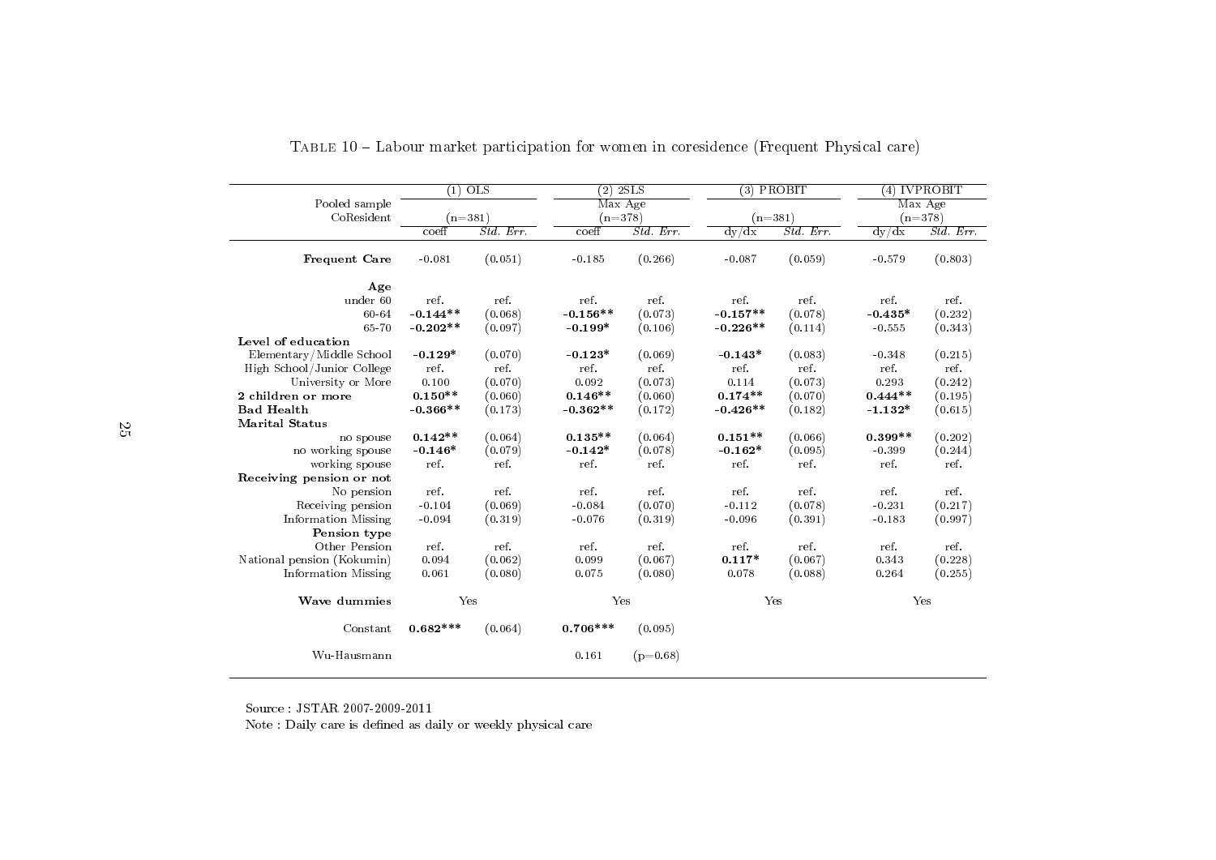TABLE 10 – Labour market participation for women in coresidence (Frequent Physical care)

| Pooled sample CoResident | (1) OLS (n=381) | | (2) 2SLS Max Age (n=378) | | (3) PROBIT (n=381) | | (4) IVPROBIT Max Age (n=378) | |
|---|---|---|---|---|---|---|---|---|
| | coeff | *Std. Err.* | coeff | *Std. Err.* | dy/dx | *Std. Err.* | dy/dx | *Std. Err.* |
| **Frequent Care** | -0.081 | (0.051) | -0.185 | (0.266) | -0.087 | (0.059) | -0.579 | (0.803) |
| **Age** | | | | | | | | |
| under 60 | ref. | ref. | ref. | ref. | ref. | ref. | ref. | ref. |
| 60-64 | **-0.144**** | (0.068) | **-0.156**** | (0.073) | **-0.157**** | (0.078) | **-0.435*** | (0.232) |
| 65-70 | **-0.202**** | (0.097) | **-0.199*** | (0.106) | **-0.226**** | (0.114) | -0.555 | (0.343) |
| **Level of education** | | | | | | | | |
| Elementary/Middle School | **-0.129*** | (0.070) | **-0.123*** | (0.069) | **-0.143*** | (0.083) | -0.348 | (0.215) |
| High School/Junior College | ref. | ref. | ref. | ref. | ref. | ref. | ref. | ref. |
| University or More | 0.100 | (0.070) | 0.092 | (0.073) | 0.114 | (0.073) | 0.293 | (0.242) |
| **2 children or more** | **0.150**** | (0.060) | **0.146**** | (0.060) | **0.174**** | (0.070) | **0.444**** | (0.195) |
| **Bad Health** | **-0.366**** | (0.173) | **-0.362**** | (0.172) | **-0.426**** | (0.182) | **-1.132*** | (0.615) |
| **Marital Status** | | | | | | | | |
| no spouse | **0.142**** | (0.064) | **0.135**** | (0.064) | **0.151**** | (0.066) | **0.399**** | (0.202) |
| no working spouse | **-0.146*** | (0.079) | **-0.142*** | (0.078) | **-0.162*** | (0.095) | -0.399 | (0.244) |
| working spouse | ref. | ref. | ref. | ref. | ref. | ref. | ref. | ref. |
| **Receiving pension or not** | | | | | | | | |
| No pension | ref. | ref. | ref. | ref. | ref. | ref. | ref. | ref. |
| Receiving pension | -0.104 | (0.069) | -0.084 | (0.070) | -0.112 | (0.078) | -0.231 | (0.217) |
| Information Missing | -0.094 | (0.319) | -0.076 | (0.319) | -0.096 | (0.391) | -0.183 | (0.997) |
| **Pension type** | | | | | | | | |
| Other Pension | ref. | ref. | ref. | ref. | ref. | ref. | ref. | ref. |
| National pension (Kokumin) | 0.094 | (0.062) | 0.099 | (0.067) | **0.117*** | (0.067) | 0.343 | (0.228) |
| Information Missing | 0.061 | (0.080) | 0.075 | (0.080) | 0.078 | (0.088) | 0.264 | (0.255) |
| **Wave dummies** | Yes | | Yes | | Yes | | Yes | |
| Constant | **0.682***** | (0.064) | **0.706***** | (0.095) | | | | |
| Wu-Hausmann | | | 0.161 | (p=0.68) | | | | |

Source : JSTAR 2007-2009-2011

Note : Daily care is defined as daily or weekly physical care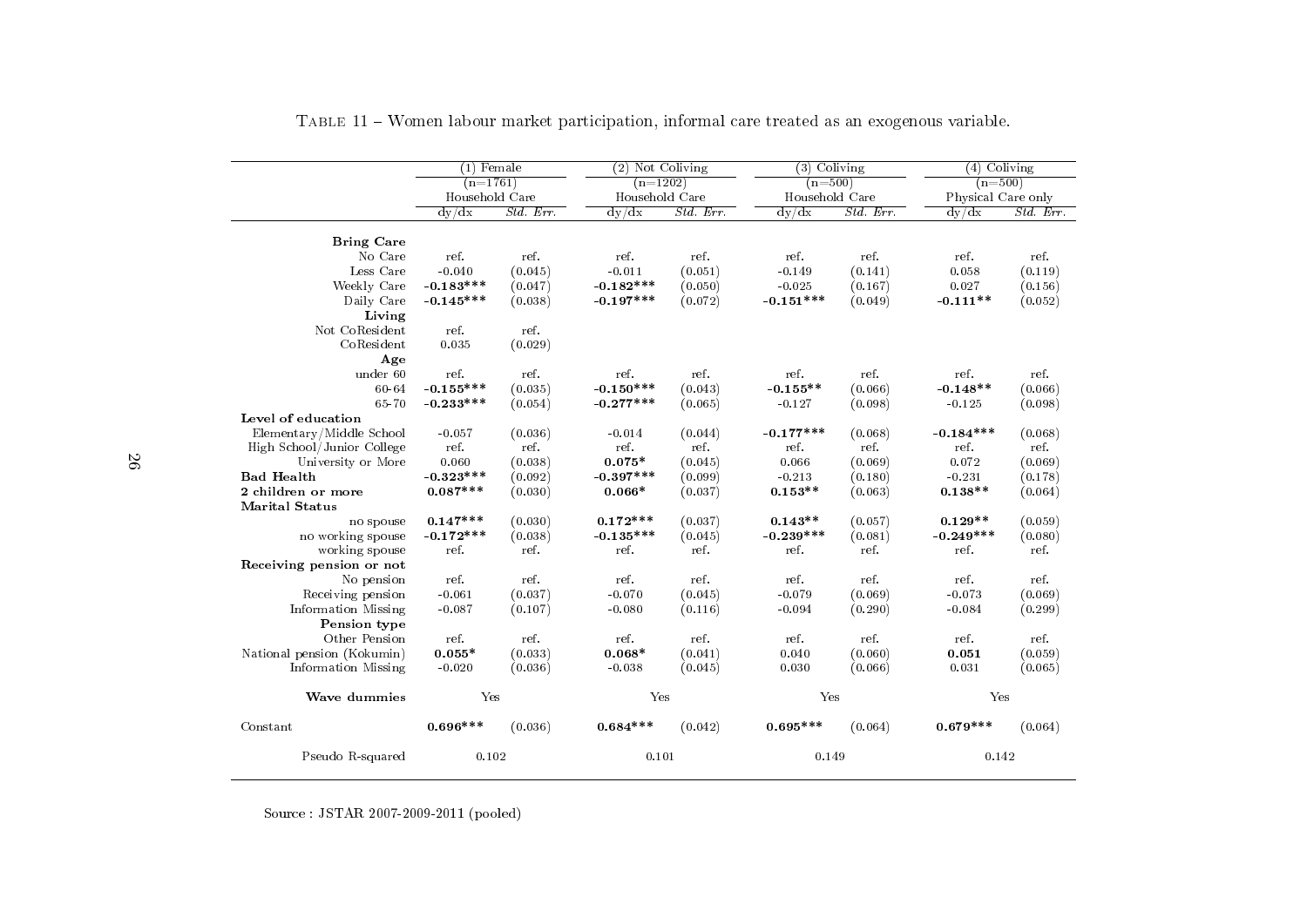Table 11 – Women labour market participation, informal care treated as an exogenous variable.

| | (1) Female | | (2) Not Coliving | | (3) Coliving | | (4) Coliving | |
|---|---|---|---|---|---|---|---|---|
| | (n=1761) | | (n=1202) | | (n=500) | | (n=500) | |
| | Household Care | | Household Care | | Household Care | | Physical Care only | |
| | dy/dx | *Std. Err.* | dy/dx | *Std. Err.* | dy/dx | *Std. Err.* | dy/dx | *Std. Err.* |
| **Bring Care** | | | | | | | | |
| No Care | ref. | ref. | ref. | ref. | ref. | ref. | ref. | ref. |
| Less Care | -0.040 | (0.045) | -0.011 | (0.051) | -0.149 | (0.141) | 0.058 | (0.119) |
| Weekly Care | **-0.183*** ** | (0.047) | **-0.182*** ** | (0.050) | -0.025 | (0.167) | 0.027 | (0.156) |
| Daily Care | **-0.145*** ** | (0.038) | **-0.197*** ** | (0.072) | **-0.151*** ** | (0.049) | **-0.111** ** | (0.052) |
| **Living** | | | | | | | | |
| Not CoResident | ref. | ref. | | | | | | |
| CoResident | 0.035 | (0.029) | | | | | | |
| **Age** | | | | | | | | |
| under 60 | ref. | ref. | ref. | ref. | ref. | ref. | ref. | ref. |
| 60-64 | **-0.155*** ** | (0.035) | **-0.150*** ** | (0.043) | **-0.155** ** | (0.066) | **-0.148** ** | (0.066) |
| 65-70 | **-0.233*** ** | (0.054) | **-0.277*** ** | (0.065) | -0.127 | (0.098) | -0.125 | (0.098) |
| **Level of education** | | | | | | | | |
| Elementary/Middle School | -0.057 | (0.036) | -0.014 | (0.044) | **-0.177*** ** | (0.068) | **-0.184*** ** | (0.068) |
| High School/Junior College | ref. | ref. | ref. | ref. | ref. | ref. | ref. | ref. |
| University or More | 0.060 | (0.038) | **0.075*** | (0.045) | 0.066 | (0.069) | 0.072 | (0.069) |
| **Bad Health** | **-0.323*** ** | (0.092) | **-0.397*** ** | (0.099) | -0.213 | (0.180) | -0.231 | (0.178) |
| **2 children or more** | **0.087*** ** | (0.030) | **0.066*** | (0.037) | **0.153** ** | (0.063) | **0.138** ** | (0.064) |
| **Marital Status** | | | | | | | | |
| no spouse | **0.147*** ** | (0.030) | **0.172*** ** | (0.037) | **0.143** ** | (0.057) | **0.129** ** | (0.059) |
| no working spouse | **-0.172*** ** | (0.038) | **-0.135*** ** | (0.045) | **-0.239*** ** | (0.081) | **-0.249*** ** | (0.080) |
| working spouse | ref. | ref. | ref. | ref. | ref. | ref. | ref. | ref. |
| **Receiving pension or not** | | | | | | | | |
| No pension | ref. | ref. | ref. | ref. | ref. | ref. | ref. | ref. |
| Receiving pension | -0.061 | (0.037) | -0.070 | (0.045) | -0.079 | (0.069) | -0.073 | (0.069) |
| Information Missing | -0.087 | (0.107) | -0.080 | (0.116) | -0.094 | (0.290) | -0.084 | (0.299) |
| **Pension type** | | | | | | | | |
| Other Pension | ref. | ref. | ref. | ref. | ref. | ref. | ref. | ref. |
| National pension (Kokumin) | **0.055*** | (0.033) | **0.068*** | (0.041) | 0.040 | (0.060) | **0.051** | (0.059) |
| Information Missing | -0.020 | (0.036) | -0.038 | (0.045) | 0.030 | (0.066) | 0.031 | (0.065) |
| **Wave dummies** | Yes | | Yes | | Yes | | Yes | |
| Constant | **0.696*** ** | (0.036) | **0.684*** ** | (0.042) | **0.695*** ** | (0.064) | **0.679*** ** | (0.064) |
| Pseudo R-squared | 0.102 | | 0.101 | | 0.149 | | 0.142 | |

Source : JSTAR 2007-2009-2011 (pooled)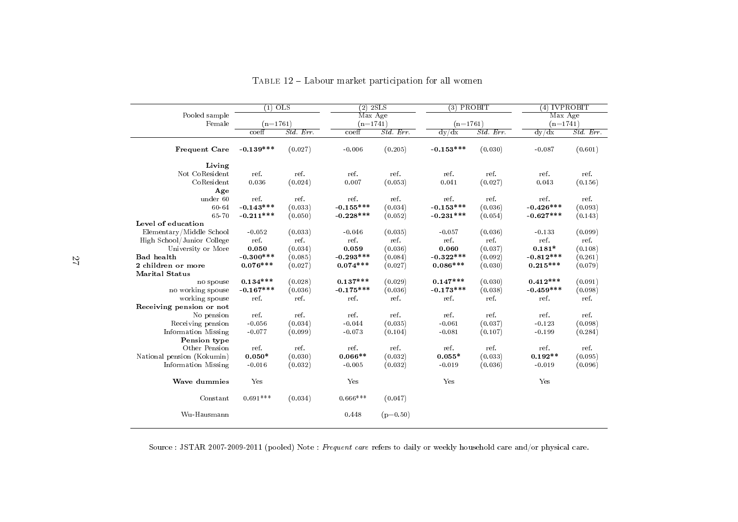TABLE 12 – Labour market participation for all women

| Pooled sample | (1) OLS | | (2) 2SLS | | (3) PROBIT | | (4) IVPROBIT | |
|---|---|---|---|---|---|---|---|---|
| | | | Max Age | | | | Max Age | |
| Female | (n=1761) | | (n=1741) | | (n=1761) | | (n=1741) | |
| | coeff | *Std. Err.* | coeff | *Std. Err.* | dy/dx | *Std. Err.* | dy/dx | *Std. Err.* |
| **Frequent Care** | **-0.139*****| (0.027) | -0.006 | (0.205) | **-0.153***** | (0.030) | -0.087 | (0.601) |
| **Living** | | | | | | | | |
| Not CoResident | ref. | ref. | ref. | ref. | ref. | ref. | ref. | ref. |
| CoResident | 0.036 | (0.024) | 0.007 | (0.053) | 0.041 | (0.027) | 0.043 | (0.156) |
| **Age** | | | | | | | | |
| under 60 | ref. | ref. | ref. | ref. | ref. | ref. | ref. | ref. |
| 60-64 | **-0.143***** | (0.033) | **-0.155***** | (0.034) | **-0.153***** | (0.036) | **-0.426***** | (0.093) |
| 65-70 | **-0.211***** | (0.050) | **-0.228***** | (0.052) | **-0.231***** | (0.054) | **-0.627***** | (0.143) |
| **Level of education** | | | | | | | | |
| Elementary/Middle School | -0.052 | (0.033) | -0.046 | (0.035) | -0.057 | (0.036) | -0.133 | (0.099) |
| High School/Junior College | ref. | ref. | ref. | ref. | ref. | ref. | ref. | ref. |
| University or More | **0.050** | (0.034) | **0.059** | (0.036) | **0.060** | (0.037) | **0.181*** | (0.108) |
| **Bad health** | **-0.300***** | (0.085) | **-0.293***** | (0.084) | **-0.322***** | (0.092) | **-0.812***** | (0.261) |
| **2 children or more** | **0.076***** | (0.027) | **0.074***** | (0.027) | **0.086***** | (0.030) | **0.215***** | (0.079) |
| **Marital Status** | | | | | | | | |
| no spouse | **0.134***** | (0.028) | **0.137***** | (0.029) | **0.147***** | (0.030) | **0.412***** | (0.091) |
| no working spouse | **-0.167***** | (0.036) | **-0.175***** | (0.036) | **-0.173***** | (0.038) | **-0.459***** | (0.098) |
| working spouse | ref. | ref. | ref. | ref. | ref. | ref. | ref. | ref. |
| **Receiving pension or not** | | | | | | | | |
| No pension | ref. | ref. | ref. | ref. | ref. | ref. | ref. | ref. |
| Receiving pension | -0.056 | (0.034) | -0.044 | (0.035) | -0.061 | (0.037) | -0.123 | (0.098) |
| Information Missing | -0.077 | (0.099) | -0.073 | (0.104) | -0.081 | (0.107) | -0.199 | (0.284) |
| **Pension type** | | | | | | | | |
| Other Pension | ref. | ref. | ref. | ref. | ref. | ref. | ref. | ref. |
| National pension (Kokumin) | **0.050*** | (0.030) | **0.066**** | (0.032) | **0.055*** | (0.033) | **0.192**** | (0.095) |
| Information Missing | -0.016 | (0.032) | -0.005 | (0.032) | -0.019 | (0.036) | -0.019 | (0.096) |
| **Wave dummies** | Yes | | Yes | | Yes | | Yes | |
| Constant | 0.691*** | (0.034) | 0.666*** | (0.047) | | | | |
| Wu-Hausmann | | | 0.448 | (p=0.50) | | | | |

Source : JSTAR 2007-2009-2011 (pooled) Note : *Frequent care* refers to daily or weekly household care and/or physical care.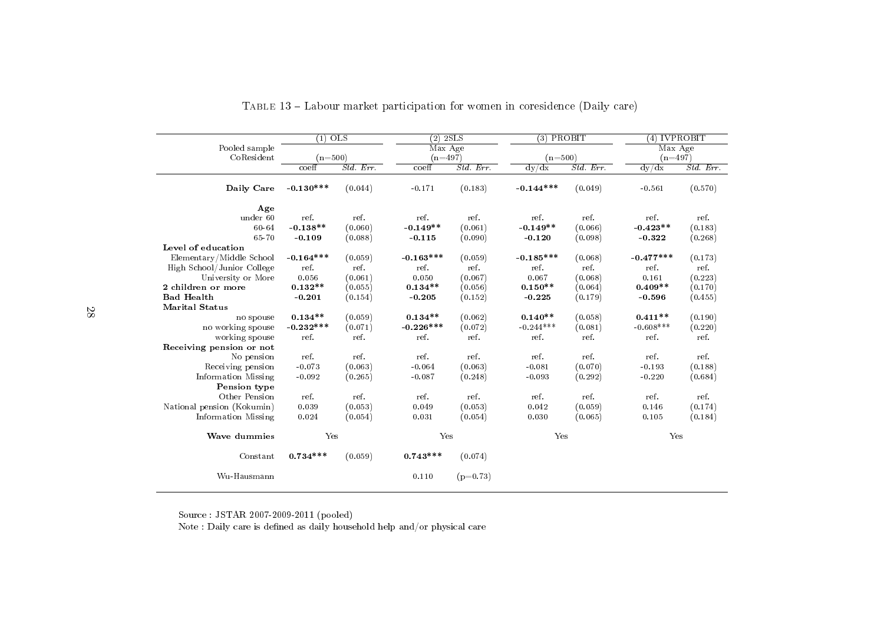Table 13 – Labour market participation for women in coresidence (Daily care)

| Pooled sample CoResident | (1) OLS (n=500) | | (2) 2SLS Max Age (n=497) | | (3) PROBIT (n=500) | | (4) IVPROBIT Max Age (n=497) | |
|---|---|---|---|---|---|---|---|---|
| | coeff | *Std. Err.* | coeff | *Std. Err.* | dy/dx | *Std. Err.* | dy/dx | *Std. Err.* |
| **Daily Care** | **-0.130*** ** | (0.044) | -0.171 | (0.183) | **-0.144*** ** | (0.049) | -0.561 | (0.570) |
| **Age** | | | | | | | | |
| under 60 | ref. | ref. | ref. | ref. | ref. | ref. | ref. | ref. |
| 60-64 | **-0.138** ** | (0.060) | **-0.149** ** | (0.061) | **-0.149** ** | (0.066) | **-0.423** ** | (0.183) |
| 65-70 | **-0.109** | (0.088) | **-0.115** | (0.090) | **-0.120** | (0.098) | **-0.322** | (0.268) |
| **Level of education** | | | | | | | | |
| Elementary/Middle School | **-0.164*** ** | (0.059) | **-0.163*** ** | (0.059) | **-0.185*** ** | (0.068) | **-0.477*** ** | (0.173) |
| High School/Junior College | ref. | ref. | ref. | ref. | ref. | ref. | ref. | ref. |
| University or More | 0.056 | (0.061) | 0.050 | (0.067) | 0.067 | (0.068) | 0.161 | (0.223) |
| **2 children or more** | **0.132** ** | (0.055) | **0.134** ** | (0.056) | **0.150** ** | (0.064) | **0.409** ** | (0.170) |
| **Bad Health** | **-0.201** | (0.154) | **-0.205** | (0.152) | **-0.225** | (0.179) | **-0.596** | (0.455) |
| **Marital Status** | | | | | | | | |
| no spouse | **0.134** ** | (0.059) | **0.134** ** | (0.062) | **0.140** ** | (0.058) | **0.411** ** | (0.190) |
| no working spouse | **-0.232*** ** | (0.071) | **-0.226*** ** | (0.072) | -0.244*** | (0.081) | -0.608*** | (0.220) |
| working spouse | ref. | ref. | ref. | ref. | ref. | ref. | ref. | ref. |
| **Receiving pension or not** | | | | | | | | |
| No pension | ref. | ref. | ref. | ref. | ref. | ref. | ref. | ref. |
| Receiving pension | -0.073 | (0.063) | -0.064 | (0.063) | -0.081 | (0.070) | -0.193 | (0.188) |
| Information Missing | -0.092 | (0.265) | -0.087 | (0.248) | -0.093 | (0.292) | -0.220 | (0.684) |
| **Pension type** | | | | | | | | |
| Other Pension | ref. | ref. | ref. | ref. | ref. | ref. | ref. | ref. |
| National pension (Kokumin) | 0.039 | (0.053) | 0.049 | (0.053) | 0.042 | (0.059) | 0.146 | (0.174) |
| Information Missing | 0.024 | (0.054) | 0.031 | (0.054) | 0.030 | (0.065) | 0.105 | (0.184) |
| **Wave dummies** | Yes | | Yes | | Yes | | Yes | |
| Constant | **0.734*** ** | (0.059) | **0.743*** ** | (0.074) | | | | |
| Wu-Hausmann | | | 0.110 | (p=0.73) | | | | |

Source : JSTAR 2007-2009-2011 (pooled)

Note : Daily care is defined as daily household help and/or physical care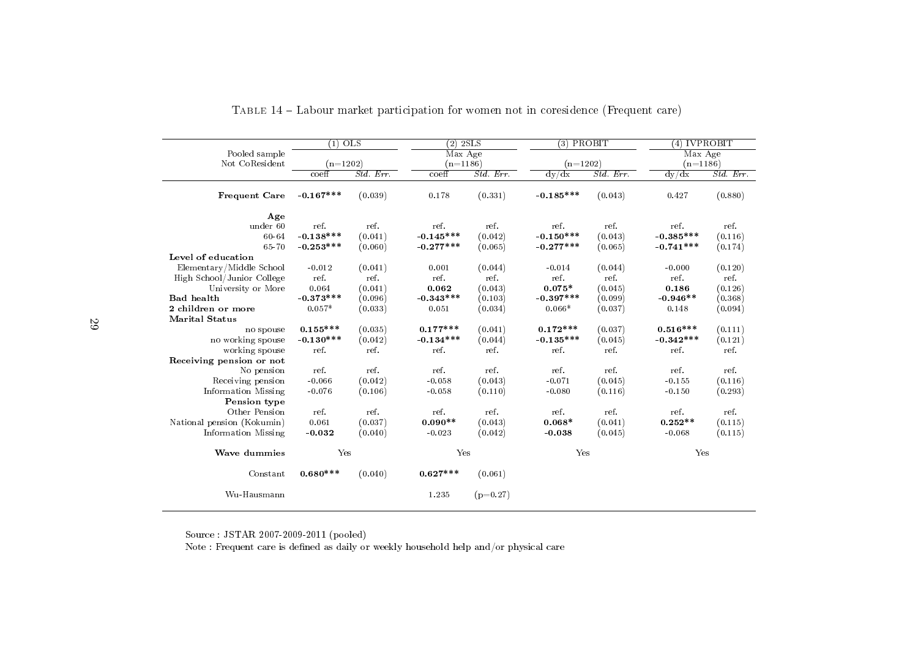TABLE 14 – Labour market participation for women not in coresidence (Frequent care)

| Pooled sample Not CoResident | (1) OLS | | (2) 2SLS | | (3) PROBIT | | (4) IVPROBIT | |
|---|---|---|---|---|---|---|---|---|
| | | | Max Age | | | | Max Age | |
| | (n=1202) | | (n=1186) | | (n=1202) | | (n=1186) | |
| | coeff | *Std. Err.* | coeff | *Std. Err.* | dy/dx | *Std. Err.* | dy/dx | *Std. Err.* |
| **Frequent Care** | **-0.167*** ** | (0.039) | 0.178 | (0.331) | **-0.185*** ** | (0.043) | 0.427 | (0.880) |
| **Age** | | | | | | | | |
| under 60 | ref. | ref. | ref. | ref. | ref. | ref. | ref. | ref. |
| 60-64 | **-0.138*** ** | (0.041) | **-0.145*** ** | (0.042) | **-0.150*** ** | (0.043) | **-0.385*** ** | (0.116) |
| 65-70 | **-0.253*** ** | (0.060) | **-0.277*** ** | (0.065) | **-0.277*** ** | (0.065) | **-0.741*** ** | (0.174) |
| **Level of education** | | | | | | | | |
| Elementary/Middle School | -0.012 | (0.041) | 0.001 | (0.044) | -0.014 | (0.044) | -0.000 | (0.120) |
| High School/Junior College | ref. | ref. | ref. | ref. | ref. | ref. | ref. | ref. |
| University or More | 0.064 | (0.041) | **0.062** | (0.043) | **0.075*** | (0.045) | **0.186** | (0.126) |
| **Bad health** | **-0.373*** ** | (0.096) | **-0.343*** ** | (0.103) | **-0.397*** ** | (0.099) | **-0.946*** ** | (0.368) |
| **2 children or more** | 0.057* | (0.033) | 0.051 | (0.034) | 0.066* | (0.037) | 0.148 | (0.094) |
| **Marital Status** | | | | | | | | |
| no spouse | **0.155*** ** | (0.035) | **0.177*** ** | (0.041) | **0.172*** ** | (0.037) | **0.516*** ** | (0.111) |
| no working spouse | **-0.130*** ** | (0.042) | **-0.134*** ** | (0.044) | **-0.135*** ** | (0.045) | **-0.342*** ** | (0.121) |
| working spouse | ref. | ref. | ref. | ref. | ref. | ref. | ref. | ref. |
| **Receiving pension or not** | | | | | | | | |
| No pension | ref. | ref. | ref. | ref. | ref. | ref. | ref. | ref. |
| Receiving pension | -0.066 | (0.042) | -0.058 | (0.043) | -0.071 | (0.045) | -0.155 | (0.116) |
| Information Missing | -0.076 | (0.106) | -0.058 | (0.110) | -0.080 | (0.116) | -0.150 | (0.293) |
| **Pension type** | | | | | | | | |
| Other Pension | ref. | ref. | ref. | ref. | ref. | ref. | ref. | ref. |
| National pension (Kokumin) | 0.061 | (0.037) | **0.090*** ** | (0.043) | **0.068*** | (0.041) | **0.252*** ** | (0.115) |
| Information Missing | **-0.032** | (0.040) | -0.023 | (0.042) | **-0.038** | (0.045) | -0.068 | (0.115) |
| **Wave dummies** | Yes | | Yes | | Yes | | Yes | |
| Constant | **0.680*** ** | (0.040) | **0.627*** ** | (0.061) | | | | |
| Wu-Hausmann | | | 1.235 | (p=0.27) | | | | |

Source : JSTAR 2007-2009-2011 (pooled)

Note : Frequent care is defined as daily or weekly household help and/or physical care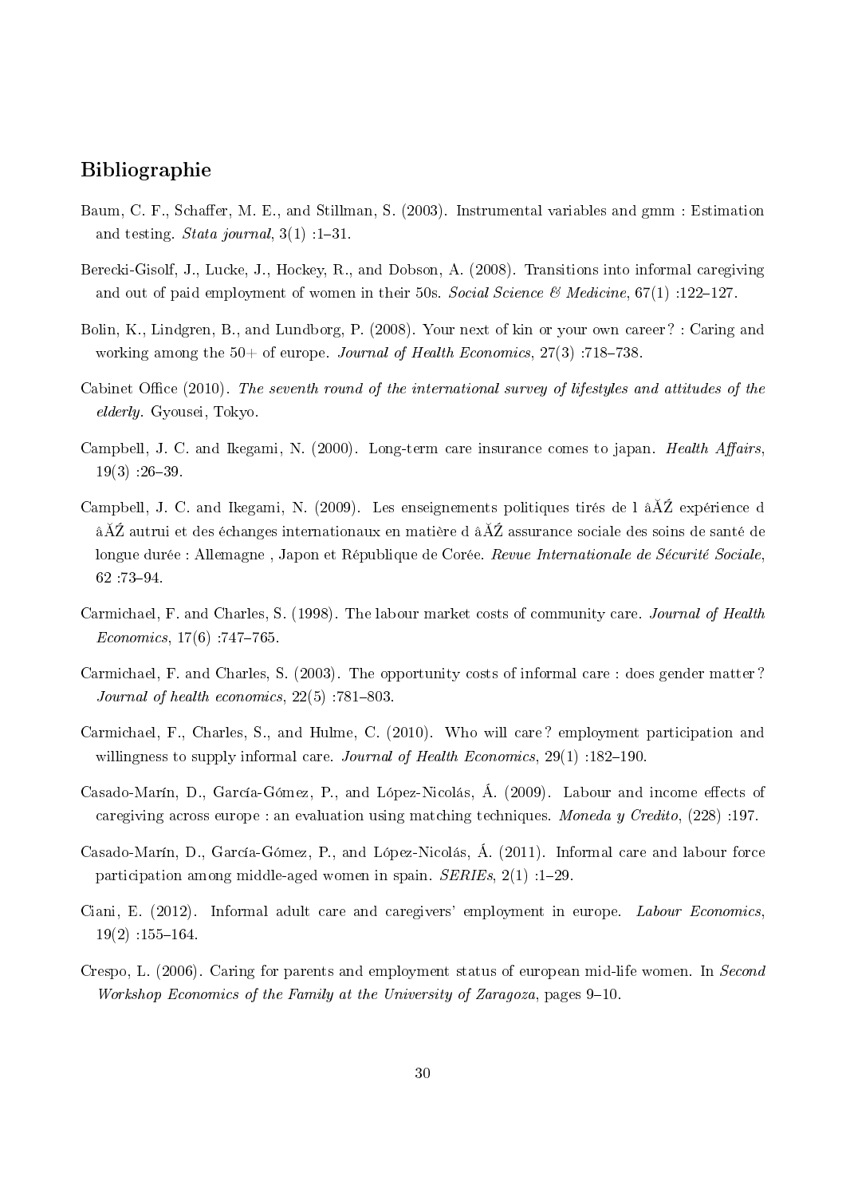## Bibliographie

Baum, C. F., Schaffer, M. E., and Stillman, S. (2003). Instrumental variables and gmm : Estimation and testing. *Stata journal*, 3(1) :1–31.

Berecki-Gisolf, J., Lucke, J., Hockey, R., and Dobson, A. (2008). Transitions into informal caregiving and out of paid employment of women in their 50s. *Social Science & Medicine*, 67(1) :122–127.

Bolin, K., Lindgren, B., and Lundborg, P. (2008). Your next of kin or your own career ? : Caring and working among the 50+ of europe. *Journal of Health Economics*, 27(3) :718–738.

Cabinet Office (2010). *The seventh round of the international survey of lifestyles and attitudes of the elderly*. Gyousei, Tokyo.

Campbell, J. C. and Ikegami, N. (2000). Long-term care insurance comes to japan. *Health Affairs*, 19(3) :26–39.

Campbell, J. C. and Ikegami, N. (2009). Les enseignements politiques tirés de l âĂŹ expérience d âĂŹ autrui et des échanges internationaux en matière d âĂŹ assurance sociale des soins de santé de longue durée : Allemagne , Japon et République de Corée. *Revue Internationale de Sécurité Sociale*, 62 :73–94.

Carmichael, F. and Charles, S. (1998). The labour market costs of community care. *Journal of Health Economics*, 17(6) :747–765.

Carmichael, F. and Charles, S. (2003). The opportunity costs of informal care : does gender matter ? *Journal of health economics*, 22(5) :781–803.

Carmichael, F., Charles, S., and Hulme, C. (2010). Who will care ? employment participation and willingness to supply informal care. *Journal of Health Economics*, 29(1) :182–190.

Casado-Marín, D., García-Gómez, P., and López-Nicolás, Á. (2009). Labour and income effects of caregiving across europe : an evaluation using matching techniques. *Moneda y Credito*, (228) :197.

Casado-Marín, D., García-Gómez, P., and López-Nicolás, Á. (2011). Informal care and labour force participation among middle-aged women in spain. *SERIEs*, 2(1) :1–29.

Ciani, E. (2012). Informal adult care and caregivers' employment in europe. *Labour Economics*, 19(2) :155–164.

Crespo, L. (2006). Caring for parents and employment status of european mid-life women. In *Second Workshop Economics of the Family at the University of Zaragoza*, pages 9–10.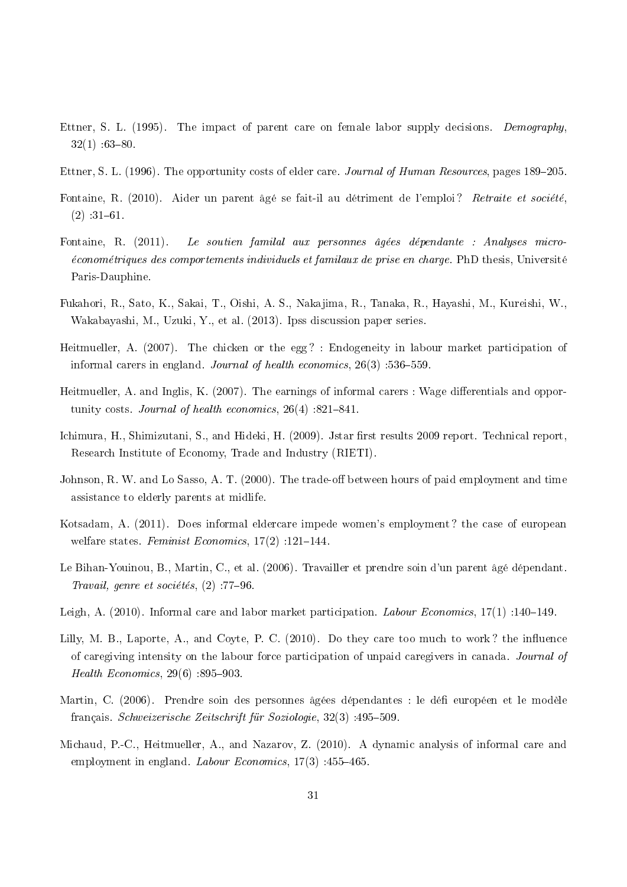Ettner, S. L. (1995). The impact of parent care on female labor supply decisions. *Demography*, 32(1) :63–80.

Ettner, S. L. (1996). The opportunity costs of elder care. *Journal of Human Resources*, pages 189–205.

Fontaine, R. (2010). Aider un parent âgé se fait-il au détriment de l'emploi ? *Retraite et société*, (2) :31–61.

Fontaine, R. (2011). *Le soutien familal aux personnes âgées dépendante : Analyses micro-économétriques des comportements individuels et familaux de prise en charge*. PhD thesis, Université Paris-Dauphine.

Fukahori, R., Sato, K., Sakai, T., Oishi, A. S., Nakajima, R., Tanaka, R., Hayashi, M., Kureishi, W., Wakabayashi, M., Uzuki, Y., et al. (2013). Ipss discussion paper series.

Heitmueller, A. (2007). The chicken or the egg ? : Endogeneity in labour market participation of informal carers in england. *Journal of health economics*, 26(3) :536–559.

Heitmueller, A. and Inglis, K. (2007). The earnings of informal carers : Wage differentials and opportunity costs. *Journal of health economics*, 26(4) :821–841.

Ichimura, H., Shimizutani, S., and Hideki, H. (2009). Jstar first results 2009 report. Technical report, Research Institute of Economy, Trade and Industry (RIETI).

Johnson, R. W. and Lo Sasso, A. T. (2000). The trade-off between hours of paid employment and time assistance to elderly parents at midlife.

Kotsadam, A. (2011). Does informal eldercare impede women's employment ? the case of european welfare states. *Feminist Economics*, 17(2) :121–144.

Le Bihan-Youinou, B., Martin, C., et al. (2006). Travailler et prendre soin d'un parent âgé dépendant. *Travail, genre et sociétés*, (2) :77–96.

Leigh, A. (2010). Informal care and labor market participation. *Labour Economics*, 17(1) :140–149.

Lilly, M. B., Laporte, A., and Coyte, P. C. (2010). Do they care too much to work ? the influence of caregiving intensity on the labour force participation of unpaid caregivers in canada. *Journal of Health Economics*, 29(6) :895–903.

Martin, C. (2006). Prendre soin des personnes âgées dépendantes : le défi européen et le modèle français. *Schweizerische Zeitschrift für Soziologie*, 32(3) :495–509.

Michaud, P.-C., Heitmueller, A., and Nazarov, Z. (2010). A dynamic analysis of informal care and employment in england. *Labour Economics*, 17(3) :455–465.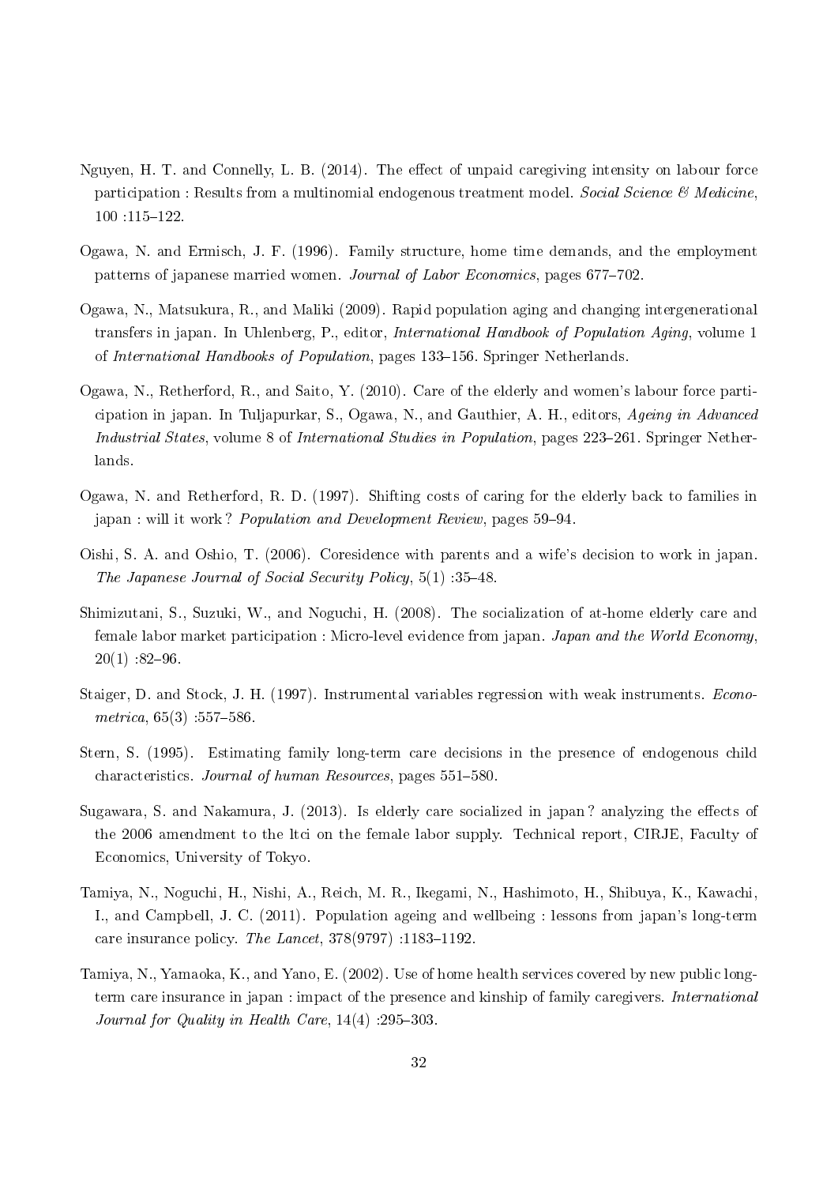Nguyen, H. T. and Connelly, L. B. (2014). The effect of unpaid caregiving intensity on labour force participation : Results from a multinomial endogenous treatment model. *Social Science & Medicine*, 100 :115–122.

Ogawa, N. and Ermisch, J. F. (1996). Family structure, home time demands, and the employment patterns of japanese married women. *Journal of Labor Economics*, pages 677–702.

Ogawa, N., Matsukura, R., and Maliki (2009). Rapid population aging and changing intergenerational transfers in japan. In Uhlenberg, P., editor, *International Handbook of Population Aging*, volume 1 of *International Handbooks of Population*, pages 133–156. Springer Netherlands.

Ogawa, N., Retherford, R., and Saito, Y. (2010). Care of the elderly and women's labour force participation in japan. In Tuljapurkar, S., Ogawa, N., and Gauthier, A. H., editors, *Ageing in Advanced Industrial States*, volume 8 of *International Studies in Population*, pages 223–261. Springer Netherlands.

Ogawa, N. and Retherford, R. D. (1997). Shifting costs of caring for the elderly back to families in japan : will it work ? *Population and Development Review*, pages 59–94.

Oishi, S. A. and Oshio, T. (2006). Coresidence with parents and a wife's decision to work in japan. *The Japanese Journal of Social Security Policy*, 5(1) :35–48.

Shimizutani, S., Suzuki, W., and Noguchi, H. (2008). The socialization of at-home elderly care and female labor market participation : Micro-level evidence from japan. *Japan and the World Economy*, 20(1) :82–96.

Staiger, D. and Stock, J. H. (1997). Instrumental variables regression with weak instruments. *Econometrica*, 65(3) :557–586.

Stern, S. (1995). Estimating family long-term care decisions in the presence of endogenous child characteristics. *Journal of human Resources*, pages 551–580.

Sugawara, S. and Nakamura, J. (2013). Is elderly care socialized in japan ? analyzing the effects of the 2006 amendment to the ltci on the female labor supply. Technical report, CIRJE, Faculty of Economics, University of Tokyo.

Tamiya, N., Noguchi, H., Nishi, A., Reich, M. R., Ikegami, N., Hashimoto, H., Shibuya, K., Kawachi, I., and Campbell, J. C. (2011). Population ageing and wellbeing : lessons from japan's long-term care insurance policy. *The Lancet*, 378(9797) :1183–1192.

Tamiya, N., Yamaoka, K., and Yano, E. (2002). Use of home health services covered by new public long-term care insurance in japan : impact of the presence and kinship of family caregivers. *International Journal for Quality in Health Care*, 14(4) :295–303.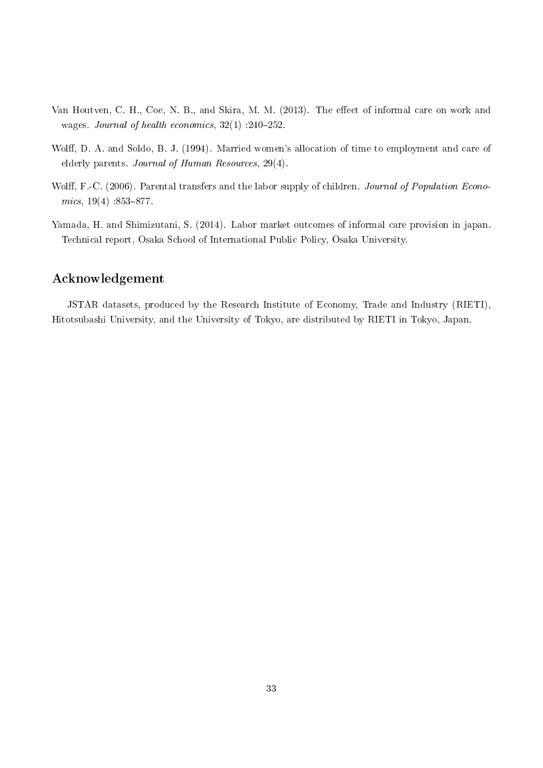Van Houtven, C. H., Coe, N. B., and Skira, M. M. (2013). The effect of informal care on work and wages. *Journal of health economics*, 32(1) :240–252.

Wolff, D. A. and Soldo, B. J. (1994). Married women's allocation of time to employment and care of elderly parents. *Journal of Human Resources*, 29(4).

Wolff, F.-C. (2006). Parental transfers and the labor supply of children. *Journal of Population Economics*, 19(4) :853–877.

Yamada, H. and Shimizutani, S. (2014). Labor market outcomes of informal care provision in japan. Technical report, Osaka School of International Public Policy, Osaka University.

## Acknowledgement

JSTAR datasets, produced by the Research Institute of Economy, Trade and Industry (RIETI), Hitotsubashi University, and the University of Tokyo, are distributed by RIETI in Tokyo, Japan.